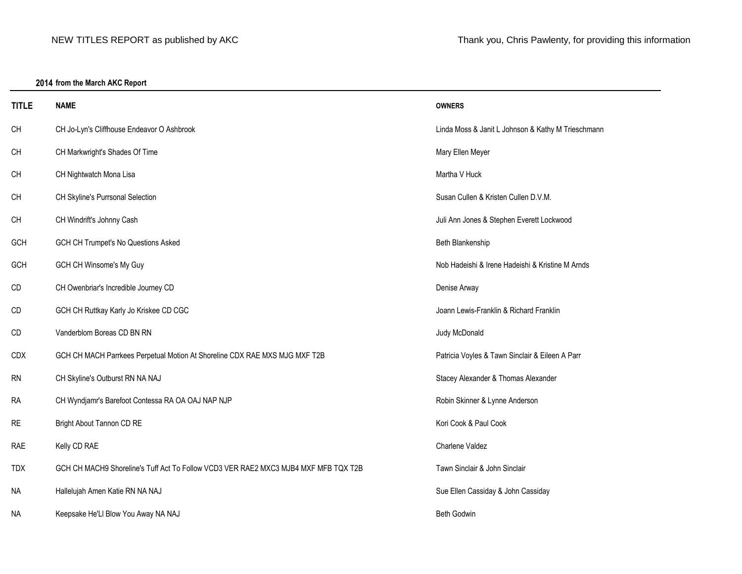NEW TITLES REPORT as published by AKC

Thank you, Chris Pawlenty, for providing this information

**2014 from the March AKC Report**

| TITLE | NAME | OWNERS |
|---|---|---|
| CH | CH Jo-Lyn's Cliffhouse Endeavor O Ashbrook | Linda Moss & Janit L Johnson & Kathy M Trieschmann |
| CH | CH Markwright's Shades Of Time | Mary Ellen Meyer |
| CH | CH Nightwatch Mona Lisa | Martha V Huck |
| CH | CH Skyline's Purrsonal Selection | Susan Cullen & Kristen Cullen D.V.M. |
| CH | CH Windrift's Johnny Cash | Juli Ann Jones & Stephen Everett Lockwood |
| GCH | GCH CH Trumpet's No Questions Asked | Beth Blankenship |
| GCH | GCH CH Winsome's My Guy | Nob Hadeishi & Irene Hadeishi & Kristine M Arnds |
| CD | CH Owenbriar's Incredible Journey CD | Denise Arway |
| CD | GCH CH Ruttkay Karly Jo Kriskee CD CGC | Joann Lewis-Franklin & Richard Franklin |
| CD | Vanderblom Boreas CD BN RN | Judy McDonald |
| CDX | GCH CH MACH Parrkees Perpetual Motion At Shoreline CDX RAE MXS MJG MXF T2B | Patricia Voyles & Tawn Sinclair & Eileen A Parr |
| RN | CH Skyline's Outburst RN NA NAJ | Stacey Alexander & Thomas Alexander |
| RA | CH Wyndjamr's Barefoot Contessa RA OA OAJ NAP NJP | Robin Skinner & Lynne Anderson |
| RE | Bright About Tannon CD RE | Kori Cook & Paul Cook |
| RAE | Kelly CD RAE | Charlene Valdez |
| TDX | GCH CH MACH9 Shoreline's Tuff Act To Follow VCD3 VER RAE2 MXC3 MJB4 MXF MFB TQX T2B | Tawn Sinclair & John Sinclair |
| NA | Hallelujah Amen Katie RN NA NAJ | Sue Ellen Cassiday & John Cassiday |
| NA | Keepsake He'Ll Blow You Away NA NAJ | Beth Godwin |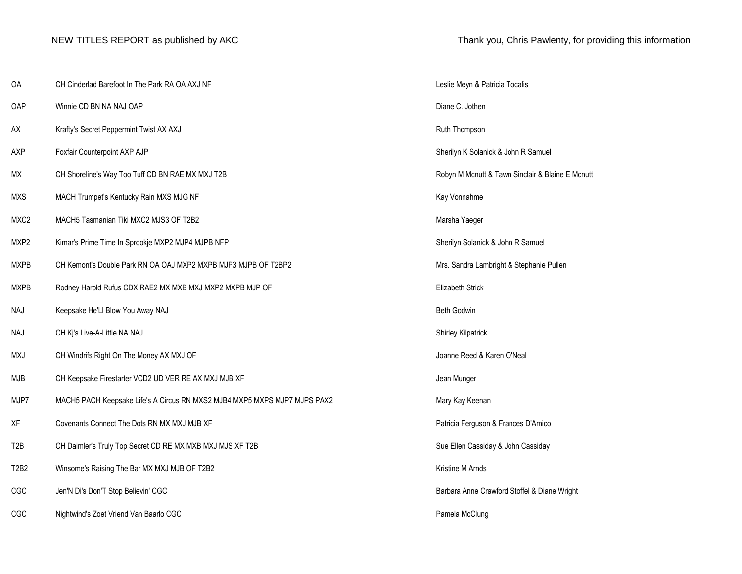NEW TITLES REPORT as published by AKC

Thank you, Chris Pawlenty, for providing this information

| | | |
|---|---|---|
| OA | CH Cinderlad Barefoot In The Park RA OA AXJ NF | Leslie Meyn & Patricia Tocalis |
| OAP | Winnie CD BN NA NAJ OAP | Diane C. Jothen |
| AX | Krafty's Secret Peppermint Twist AX AXJ | Ruth Thompson |
| AXP | Foxfair Counterpoint AXP AJP | Sherilyn K Solanick & John R Samuel |
| MX | CH Shoreline's Way Too Tuff CD BN RAE MX MXJ T2B | Robyn M Mcnutt & Tawn Sinclair & Blaine E Mcnutt |
| MXS | MACH Trumpet's Kentucky Rain MXS MJG NF | Kay Vonnahme |
| MXC2 | MACH5 Tasmanian Tiki MXC2 MJS3 OF T2B2 | Marsha Yaeger |
| MXP2 | Kimar's Prime Time In Sprookje MXP2 MJP4 MJPB NFP | Sherilyn Solanick & John R Samuel |
| MXPB | CH Kemont's Double Park RN OA OAJ MXP2 MXPB MJP3 MJPB OF T2BP2 | Mrs. Sandra Lambright & Stephanie Pullen |
| MXPB | Rodney Harold Rufus CDX RAE2 MX MXB MXJ MXP2 MXPB MJP OF | Elizabeth Strick |
| NAJ | Keepsake He'Ll Blow You Away NAJ | Beth Godwin |
| NAJ | CH Kj's Live-A-Little NA NAJ | Shirley Kilpatrick |
| MXJ | CH Windrifs Right On The Money AX MXJ OF | Joanne Reed & Karen O'Neal |
| MJB | CH Keepsake Firestarter VCD2 UD VER RE AX MXJ MJB XF | Jean Munger |
| MJP7 | MACH5 PACH Keepsake Life's A Circus RN MXS2 MJB4 MXP5 MXPS MJP7 MJPS PAX2 | Mary Kay Keenan |
| XF | Covenants Connect The Dots RN MX MXJ MJB XF | Patricia Ferguson & Frances D'Amico |
| T2B | CH Daimler's Truly Top Secret CD RE MX MXB MXJ MJS XF T2B | Sue Ellen Cassiday & John Cassiday |
| T2B2 | Winsome's Raising The Bar MX MXJ MJB OF T2B2 | Kristine M Arnds |
| CGC | Jen'N Di's Don'T Stop Believin' CGC | Barbara Anne Crawford Stoffel & Diane Wright |
| CGC | Nightwind's Zoet Vriend Van Baarlo CGC | Pamela McClung |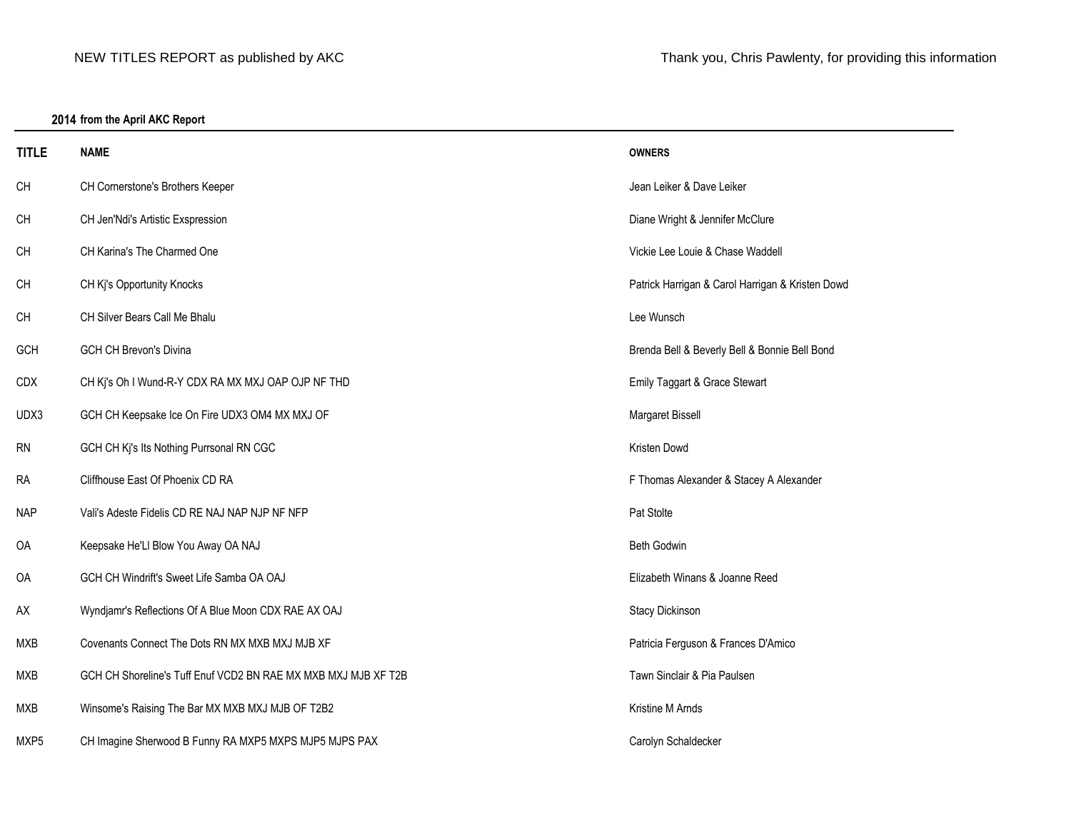NEW TITLES REPORT as published by AKC

Thank you, Chris Pawlenty, for providing this information

**2014 from the April AKC Report**

| TITLE | NAME | OWNERS |
|---|---|---|
| CH | CH Cornerstone's Brothers Keeper | Jean Leiker & Dave Leiker |
| CH | CH Jen'Ndi's Artistic Exspression | Diane Wright & Jennifer McClure |
| CH | CH Karina's The Charmed One | Vickie Lee Louie & Chase Waddell |
| CH | CH Kj's Opportunity Knocks | Patrick Harrigan & Carol Harrigan & Kristen Dowd |
| CH | CH Silver Bears Call Me Bhalu | Lee Wunsch |
| GCH | GCH CH Brevon's Divina | Brenda Bell & Beverly Bell & Bonnie Bell Bond |
| CDX | CH Kj's Oh I Wund-R-Y CDX RA MX MXJ OAP OJP NF THD | Emily Taggart & Grace Stewart |
| UDX3 | GCH CH Keepsake Ice On Fire UDX3 OM4 MX MXJ OF | Margaret Bissell |
| RN | GCH CH Kj's Its Nothing Purrsonal RN CGC | Kristen Dowd |
| RA | Cliffhouse East Of Phoenix CD RA | F Thomas Alexander & Stacey A Alexander |
| NAP | Vali's Adeste Fidelis CD RE NAJ NAP NJP NF NFP | Pat Stolte |
| OA | Keepsake He'Ll Blow You Away OA NAJ | Beth Godwin |
| OA | GCH CH Windrift's Sweet Life Samba OA OAJ | Elizabeth Winans & Joanne Reed |
| AX | Wyndjamr's Reflections Of A Blue Moon CDX RAE AX OAJ | Stacy Dickinson |
| MXB | Covenants Connect The Dots RN MX MXB MXJ MJB XF | Patricia Ferguson & Frances D'Amico |
| MXB | GCH CH Shoreline's Tuff Enuf VCD2 BN RAE MX MXB MXJ MJB XF T2B | Tawn Sinclair & Pia Paulsen |
| MXB | Winsome's Raising The Bar MX MXB MXJ MJB OF T2B2 | Kristine M Arnds |
| MXP5 | CH Imagine Sherwood B Funny RA MXP5 MXPS MJP5 MJPS PAX | Carolyn Schaldecker |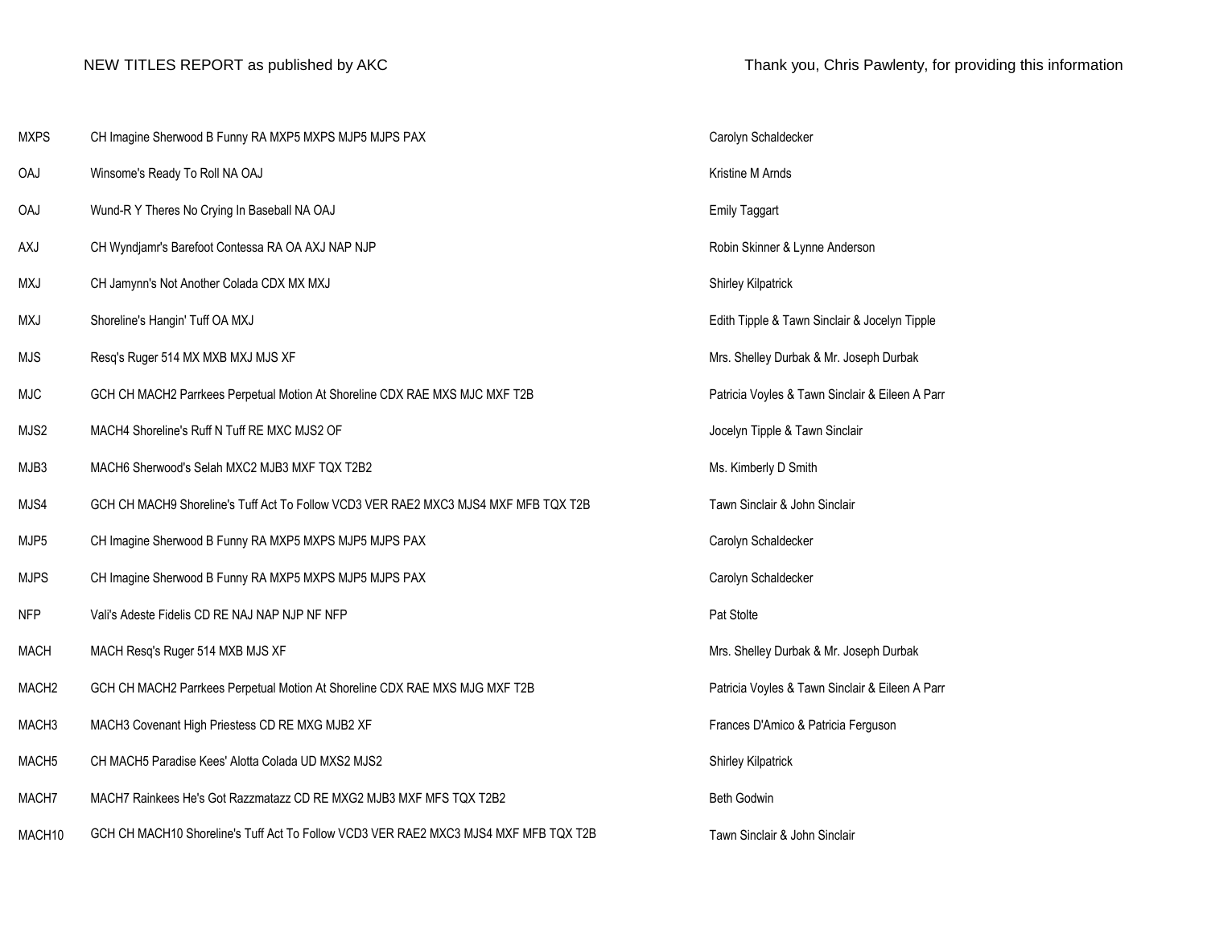NEW TITLES REPORT as published by AKC

Thank you, Chris Pawlenty, for providing this information

| | | |
|---|---|---|
| MXPS | CH Imagine Sherwood B Funny RA MXP5 MXPS MJP5 MJPS PAX | Carolyn Schaldecker |
| OAJ | Winsome's Ready To Roll NA OAJ | Kristine M Arnds |
| OAJ | Wund-R Y Theres No Crying In Baseball NA OAJ | Emily Taggart |
| AXJ | CH Wyndjamr's Barefoot Contessa RA OA AXJ NAP NJP | Robin Skinner & Lynne Anderson |
| MXJ | CH Jamynn's Not Another Colada CDX MX MXJ | Shirley Kilpatrick |
| MXJ | Shoreline's Hangin' Tuff OA MXJ | Edith Tipple & Tawn Sinclair & Jocelyn Tipple |
| MJS | Resq's Ruger 514 MX MXB MXJ MJS XF | Mrs. Shelley Durbak & Mr. Joseph Durbak |
| MJC | GCH CH MACH2 Parrkees Perpetual Motion At Shoreline CDX RAE MXS MJC MXF T2B | Patricia Voyles & Tawn Sinclair & Eileen A Parr |
| MJS2 | MACH4 Shoreline's Ruff N Tuff RE MXC MJS2 OF | Jocelyn Tipple & Tawn Sinclair |
| MJB3 | MACH6 Sherwood's Selah MXC2 MJB3 MXF TQX T2B2 | Ms. Kimberly D Smith |
| MJS4 | GCH CH MACH9 Shoreline's Tuff Act To Follow VCD3 VER RAE2 MXC3 MJS4 MXF MFB TQX T2B | Tawn Sinclair & John Sinclair |
| MJP5 | CH Imagine Sherwood B Funny RA MXP5 MXPS MJP5 MJPS PAX | Carolyn Schaldecker |
| MJPS | CH Imagine Sherwood B Funny RA MXP5 MXPS MJP5 MJPS PAX | Carolyn Schaldecker |
| NFP | Vali's Adeste Fidelis CD RE NAJ NAP NJP NF NFP | Pat Stolte |
| MACH | MACH Resq's Ruger 514 MXB MJS XF | Mrs. Shelley Durbak & Mr. Joseph Durbak |
| MACH2 | GCH CH MACH2 Parrkees Perpetual Motion At Shoreline CDX RAE MXS MJG MXF T2B | Patricia Voyles & Tawn Sinclair & Eileen A Parr |
| MACH3 | MACH3 Covenant High Priestess CD RE MXG MJB2 XF | Frances D'Amico & Patricia Ferguson |
| MACH5 | CH MACH5 Paradise Kees' Alotta Colada UD MXS2 MJS2 | Shirley Kilpatrick |
| MACH7 | MACH7 Rainkees He's Got Razzmatazz CD RE MXG2 MJB3 MXF MFS TQX T2B2 | Beth Godwin |
| MACH10 | GCH CH MACH10 Shoreline's Tuff Act To Follow VCD3 VER RAE2 MXC3 MJS4 MXF MFB TQX T2B | Tawn Sinclair & John Sinclair |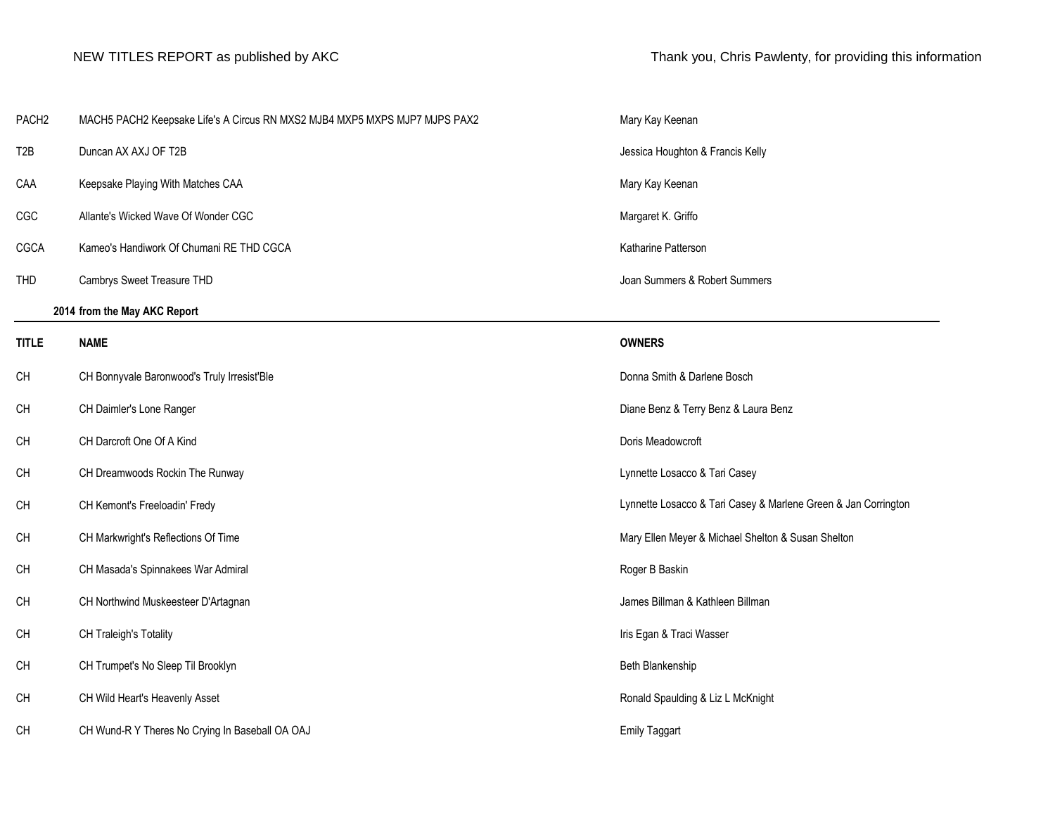NEW TITLES REPORT as published by AKC | Thank you, Chris Pawlenty, for providing this information

| | | |
|---|---|---|
| PACH2 | MACH5 PACH2 Keepsake Life's A Circus RN MXS2 MJB4 MXP5 MXPS MJP7 MJPS PAX2 | Mary Kay Keenan |
| T2B | Duncan AX AXJ OF T2B | Jessica Houghton & Francis Kelly |
| CAA | Keepsake Playing With Matches CAA | Mary Kay Keenan |
| CGC | Allante's Wicked Wave Of Wonder CGC | Margaret K. Griffo |
| CGCA | Kameo's Handiwork Of Chumani RE THD CGCA | Katharine Patterson |
| THD | Cambrys Sweet Treasure THD | Joan Summers & Robert Summers |

**2014 from the May AKC Report**

| TITLE | NAME | OWNERS |
|---|---|---|
| CH | CH Bonnyvale Baronwood's Truly Irresist'Ble | Donna Smith & Darlene Bosch |
| CH | CH Daimler's Lone Ranger | Diane Benz & Terry Benz & Laura Benz |
| CH | CH Darcroft One Of A Kind | Doris Meadowcroft |
| CH | CH Dreamwoods Rockin The Runway | Lynnette Losacco & Tari Casey |
| CH | CH Kemont's Freeloadin' Fredy | Lynnette Losacco & Tari Casey & Marlene Green & Jan Corrington |
| CH | CH Markwright's Reflections Of Time | Mary Ellen Meyer & Michael Shelton & Susan Shelton |
| CH | CH Masada's Spinnakees War Admiral | Roger B Baskin |
| CH | CH Northwind Muskeesteer D'Artagnan | James Billman & Kathleen Billman |
| CH | CH Traleigh's Totality | Iris Egan & Traci Wasser |
| CH | CH Trumpet's No Sleep Til Brooklyn | Beth Blankenship |
| CH | CH Wild Heart's Heavenly Asset | Ronald Spaulding & Liz L McKnight |
| CH | CH Wund-R Y Theres No Crying In Baseball OA OAJ | Emily Taggart |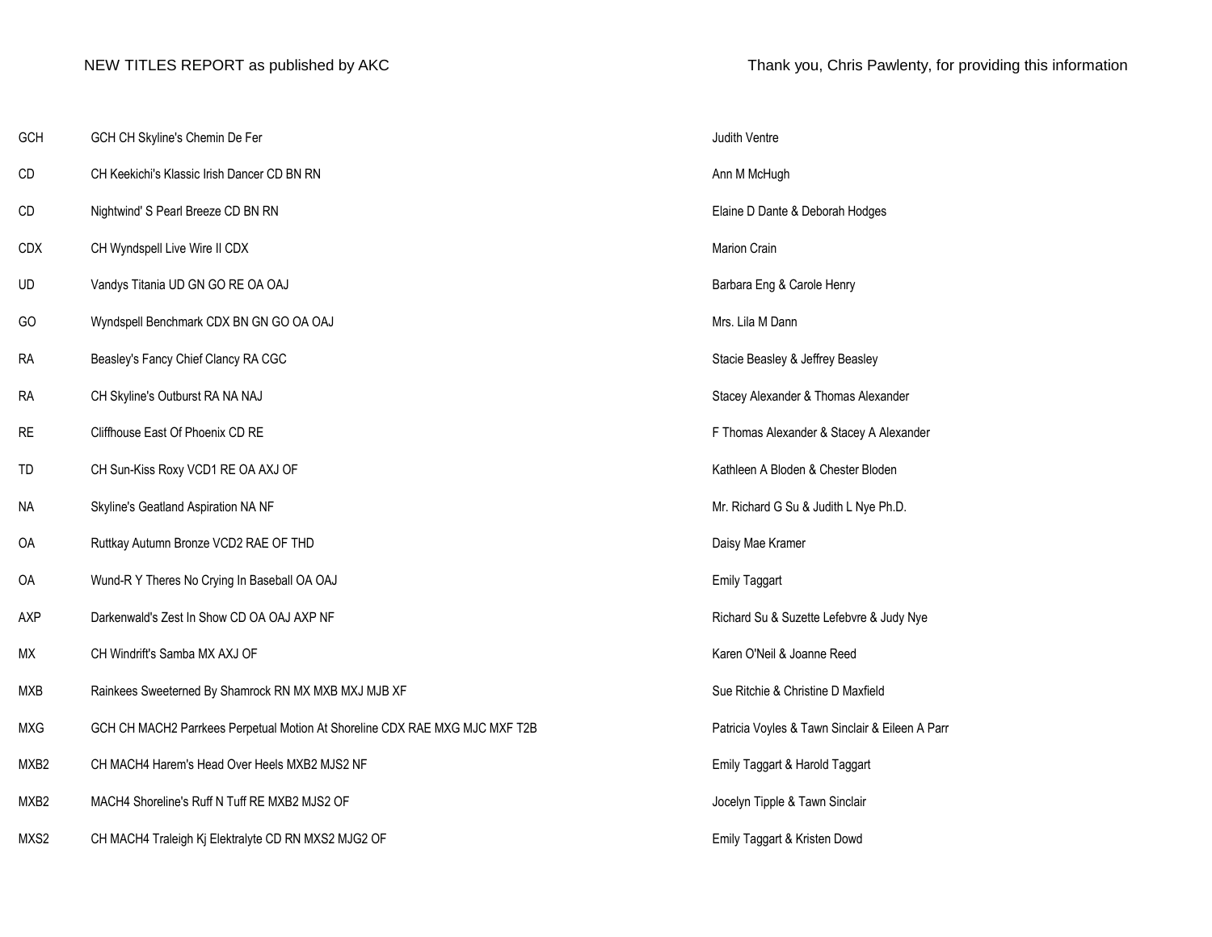NEW TITLES REPORT as published by AKC

Thank you, Chris Pawlenty, for providing this information

| | | |
|---|---|---|
| GCH | GCH CH Skyline's Chemin De Fer | Judith Ventre |
| CD | CH Keekichi's Klassic Irish Dancer CD BN RN | Ann M McHugh |
| CD | Nightwind' S Pearl Breeze CD BN RN | Elaine D Dante & Deborah Hodges |
| CDX | CH Wyndspell Live Wire II CDX | Marion Crain |
| UD | Vandys Titania UD GN GO RE OA OAJ | Barbara Eng & Carole Henry |
| GO | Wyndspell Benchmark CDX BN GN GO OA OAJ | Mrs. Lila M Dann |
| RA | Beasley's Fancy Chief Clancy RA CGC | Stacie Beasley & Jeffrey Beasley |
| RA | CH Skyline's Outburst RA NA NAJ | Stacey Alexander & Thomas Alexander |
| RE | Cliffhouse East Of Phoenix CD RE | F Thomas Alexander & Stacey A Alexander |
| TD | CH Sun-Kiss Roxy VCD1 RE OA AXJ OF | Kathleen A Bloden & Chester Bloden |
| NA | Skyline's Geatland Aspiration NA NF | Mr. Richard G Su & Judith L Nye Ph.D. |
| OA | Ruttkay Autumn Bronze VCD2 RAE OF THD | Daisy Mae Kramer |
| OA | Wund-R Y Theres No Crying In Baseball OA OAJ | Emily Taggart |
| AXP | Darkenwald's Zest In Show CD OA OAJ AXP NF | Richard Su & Suzette Lefebvre & Judy Nye |
| MX | CH Windrift's Samba MX AXJ OF | Karen O'Neil & Joanne Reed |
| MXB | Rainkees Sweeterned By Shamrock RN MX MXB MXJ MJB XF | Sue Ritchie & Christine D Maxfield |
| MXG | GCH CH MACH2 Parrkees Perpetual Motion At Shoreline CDX RAE MXG MJC MXF T2B | Patricia Voyles & Tawn Sinclair & Eileen A Parr |
| MXB2 | CH MACH4 Harem's Head Over Heels MXB2 MJS2 NF | Emily Taggart & Harold Taggart |
| MXB2 | MACH4 Shoreline's Ruff N Tuff RE MXB2 MJS2 OF | Jocelyn Tipple & Tawn Sinclair |
| MXS2 | CH MACH4 Traleigh Kj Elektralyte CD RN MXS2 MJG2 OF | Emily Taggart & Kristen Dowd |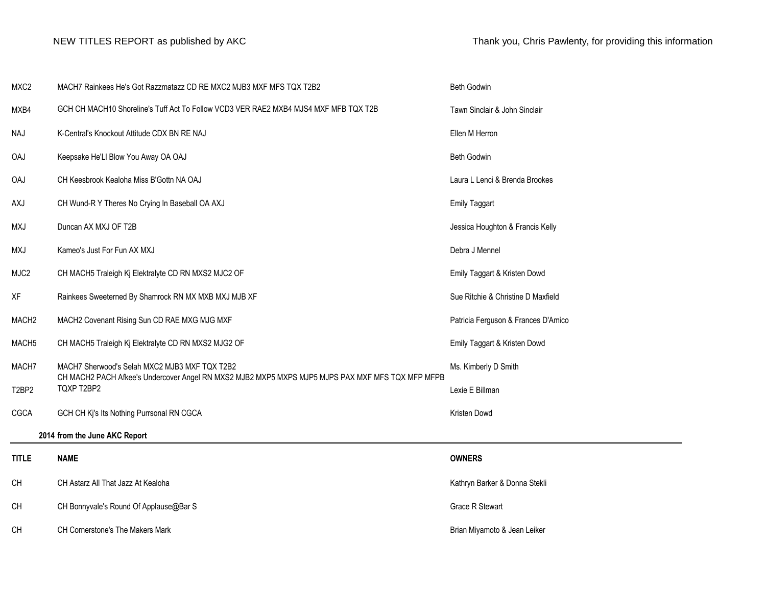NEW TITLES REPORT as published by AKC

Thank you, Chris Pawlenty, for providing this information

| | | |
|---|---|---|
| MXC2 | MACH7 Rainkees He's Got Razzmatazz CD RE MXC2 MJB3 MXF MFS TQX T2B2 | Beth Godwin |
| MXB4 | GCH CH MACH10 Shoreline's Tuff Act To Follow VCD3 VER RAE2 MXB4 MJS4 MXF MFB TQX T2B | Tawn Sinclair & John Sinclair |
| NAJ | K-Central's Knockout Attitude CDX BN RE NAJ | Ellen M Herron |
| OAJ | Keepsake He'Ll Blow You Away OA OAJ | Beth Godwin |
| OAJ | CH Keesbrook Kealoha Miss B'Gottn NA OAJ | Laura L Lenci & Brenda Brookes |
| AXJ | CH Wund-R Y Theres No Crying In Baseball OA AXJ | Emily Taggart |
| MXJ | Duncan AX MXJ OF T2B | Jessica Houghton & Francis Kelly |
| MXJ | Kameo's Just For Fun AX MXJ | Debra J Mennel |
| MJC2 | CH MACH5 Traleigh Kj Elektralyte CD RN MXS2 MJC2 OF | Emily Taggart & Kristen Dowd |
| XF | Rainkees Sweeterned By Shamrock RN MX MXB MXJ MJB XF | Sue Ritchie & Christine D Maxfield |
| MACH2 | MACH2 Covenant Rising Sun CD RAE MXG MJG MXF | Patricia Ferguson & Frances D'Amico |
| MACH5 | CH MACH5 Traleigh Kj Elektralyte CD RN MXS2 MJG2 OF | Emily Taggart & Kristen Dowd |
| MACH7 | MACH7 Sherwood's Selah MXC2 MJB3 MXF TQX T2B2 | Ms. Kimberly D Smith |
| T2BP2 | CH MACH2 PACH Afkee's Undercover Angel RN MXS2 MJB2 MXP5 MXPS MJP5 MJPS PAX MXF MFS TQX MFP MFPB TQXP T2BP2 | Lexie E Billman |
| CGCA | GCH CH Kj's Its Nothing Purrsonal RN CGCA | Kristen Dowd |

**2014 from the June AKC Report**

| TITLE | NAME | OWNERS |
|---|---|---|
| CH | CH Astarz All That Jazz At Kealoha | Kathryn Barker & Donna Stekli |
| CH | CH Bonnyvale's Round Of Applause@Bar S | Grace R Stewart |
| CH | CH Cornerstone's The Makers Mark | Brian Miyamoto & Jean Leiker |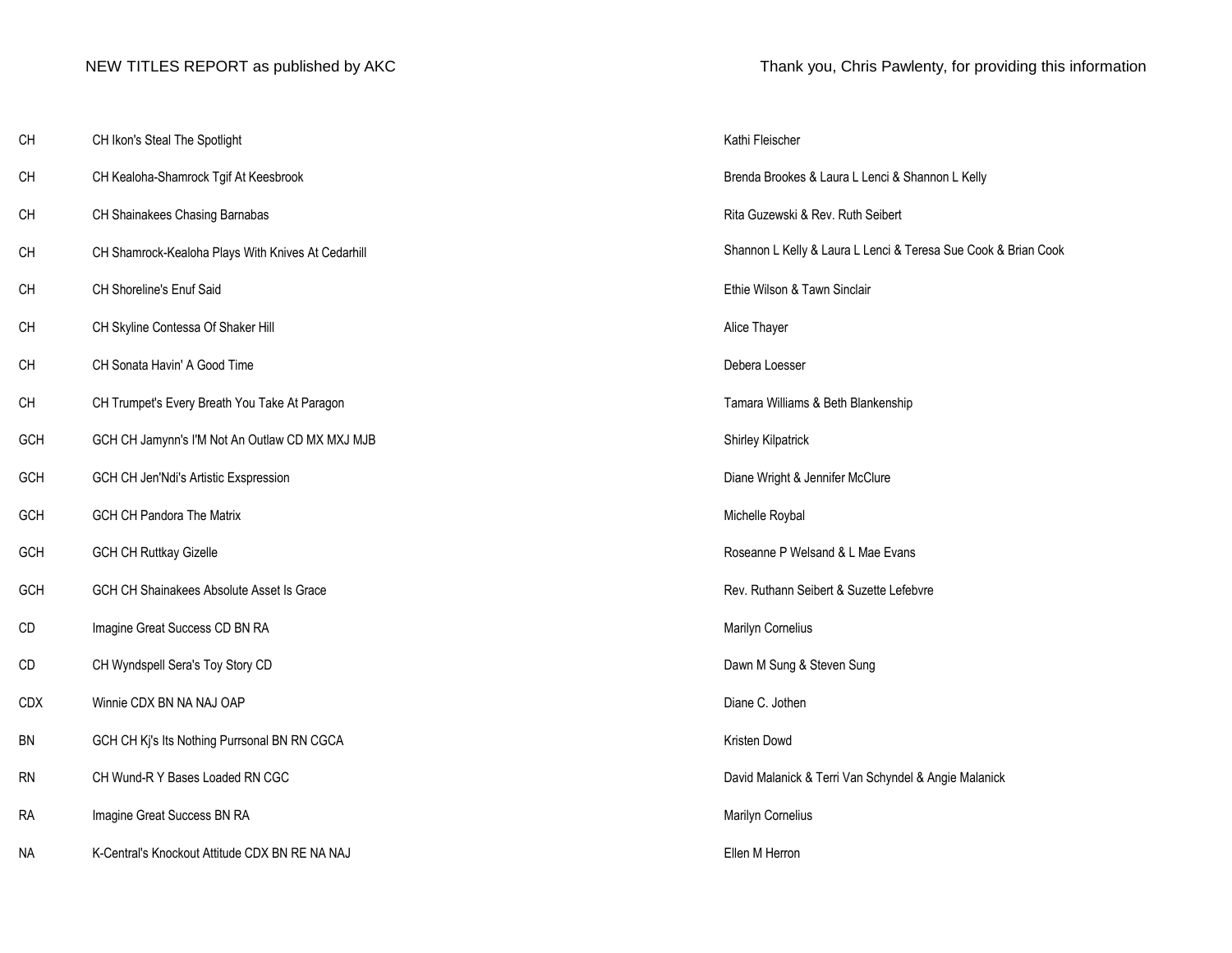NEW TITLES REPORT as published by AKC

Thank you, Chris Pawlenty, for providing this information

| | | |
|---|---|---|
| CH | CH Ikon's Steal The Spotlight | Kathi Fleischer |
| CH | CH Kealoha-Shamrock Tgif At Keesbrook | Brenda Brookes & Laura L Lenci & Shannon L Kelly |
| CH | CH Shainakees Chasing Barnabas | Rita Guzewski & Rev. Ruth Seibert |
| CH | CH Shamrock-Kealoha Plays With Knives At Cedarhill | Shannon L Kelly & Laura L Lenci & Teresa Sue Cook & Brian Cook |
| CH | CH Shoreline's Enuf Said | Ethie Wilson & Tawn Sinclair |
| CH | CH Skyline Contessa Of Shaker Hill | Alice Thayer |
| CH | CH Sonata Havin' A Good Time | Debera Loesser |
| CH | CH Trumpet's Every Breath You Take At Paragon | Tamara Williams & Beth Blankenship |
| GCH | GCH CH Jamynn's I'M Not An Outlaw CD MX MXJ MJB | Shirley Kilpatrick |
| GCH | GCH CH Jen'Ndi's Artistic Exspression | Diane Wright & Jennifer McClure |
| GCH | GCH CH Pandora The Matrix | Michelle Roybal |
| GCH | GCH CH Ruttkay Gizelle | Roseanne P Welsand & L Mae Evans |
| GCH | GCH CH Shainakees Absolute Asset Is Grace | Rev. Ruthann Seibert & Suzette Lefebvre |
| CD | Imagine Great Success CD BN RA | Marilyn Cornelius |
| CD | CH Wyndspell Sera's Toy Story CD | Dawn M Sung & Steven Sung |
| CDX | Winnie CDX BN NA NAJ OAP | Diane C. Jothen |
| BN | GCH CH Kj's Its Nothing Purrsonal BN RN CGCA | Kristen Dowd |
| RN | CH Wund-R Y Bases Loaded RN CGC | David Malanick & Terri Van Schyndel & Angie Malanick |
| RA | Imagine Great Success BN RA | Marilyn Cornelius |
| NA | K-Central's Knockout Attitude CDX BN RE NA NAJ | Ellen M Herron |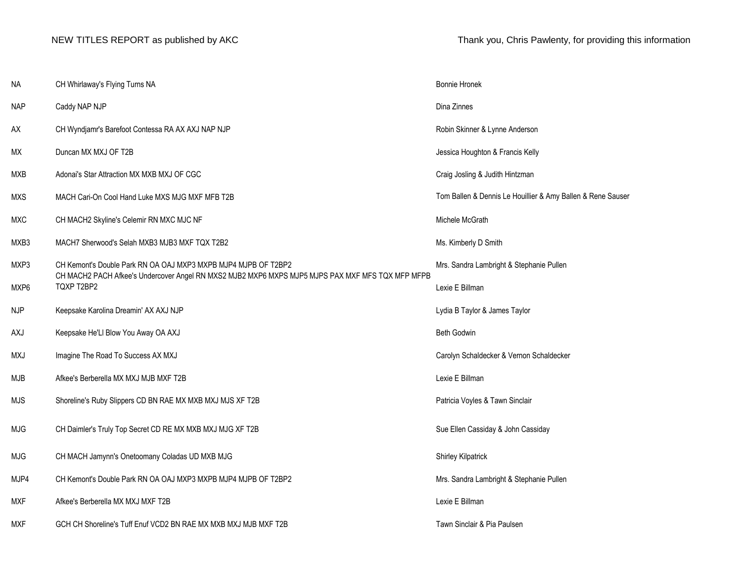NEW TITLES REPORT as published by AKC

Thank you, Chris Pawlenty, for providing this information

| | | |
|---|---|---|
| NA | CH Whirlaway's Flying Turns NA | Bonnie Hronek |
| NAP | Caddy NAP NJP | Dina Zinnes |
| AX | CH Wyndjamr's Barefoot Contessa RA AX AXJ NAP NJP | Robin Skinner & Lynne Anderson |
| MX | Duncan MX MXJ OF T2B | Jessica Houghton & Francis Kelly |
| MXB | Adonai's Star Attraction MX MXB MXJ OF CGC | Craig Josling & Judith Hintzman |
| MXS | MACH Cari-On Cool Hand Luke MXS MJG MXF MFB T2B | Tom Ballen & Dennis Le Houillier & Amy Ballen & Rene Sauser |
| MXC | CH MACH2 Skyline's Celemir RN MXC MJC NF | Michele McGrath |
| MXB3 | MACH7 Sherwood's Selah MXB3 MJB3 MXF TQX T2B2 | Ms. Kimberly D Smith |
| MXP3 | CH Kemont's Double Park RN OA OAJ MXP3 MXPB MJP4 MJPB OF T2BP2 | Mrs. Sandra Lambright & Stephanie Pullen |
| MXP6 | CH MACH2 PACH Afkee's Undercover Angel RN MXS2 MJB2 MXP6 MXPS MJP5 MJPS PAX MXF MFS TQX MFP MFPB TQXP T2BP2 | Lexie E Billman |
| NJP | Keepsake Karolina Dreamin' AX AXJ NJP | Lydia B Taylor & James Taylor |
| AXJ | Keepsake He'Ll Blow You Away OA AXJ | Beth Godwin |
| MXJ | Imagine The Road To Success AX MXJ | Carolyn Schaldecker & Vernon Schaldecker |
| MJB | Afkee's Berberella MX MXJ MJB MXF T2B | Lexie E Billman |
| MJS | Shoreline's Ruby Slippers CD BN RAE MX MXB MXJ MJS XF T2B | Patricia Voyles & Tawn Sinclair |
| MJG | CH Daimler's Truly Top Secret CD RE MX MXB MXJ MJG XF T2B | Sue Ellen Cassiday & John Cassiday |
| MJG | CH MACH Jamynn's Onetoomany Coladas UD MXB MJG | Shirley Kilpatrick |
| MJP4 | CH Kemont's Double Park RN OA OAJ MXP3 MXPB MJP4 MJPB OF T2BP2 | Mrs. Sandra Lambright & Stephanie Pullen |
| MXF | Afkee's Berberella MX MXJ MXF T2B | Lexie E Billman |
| MXF | GCH CH Shoreline's Tuff Enuf VCD2 BN RAE MX MXB MXJ MJB MXF T2B | Tawn Sinclair & Pia Paulsen |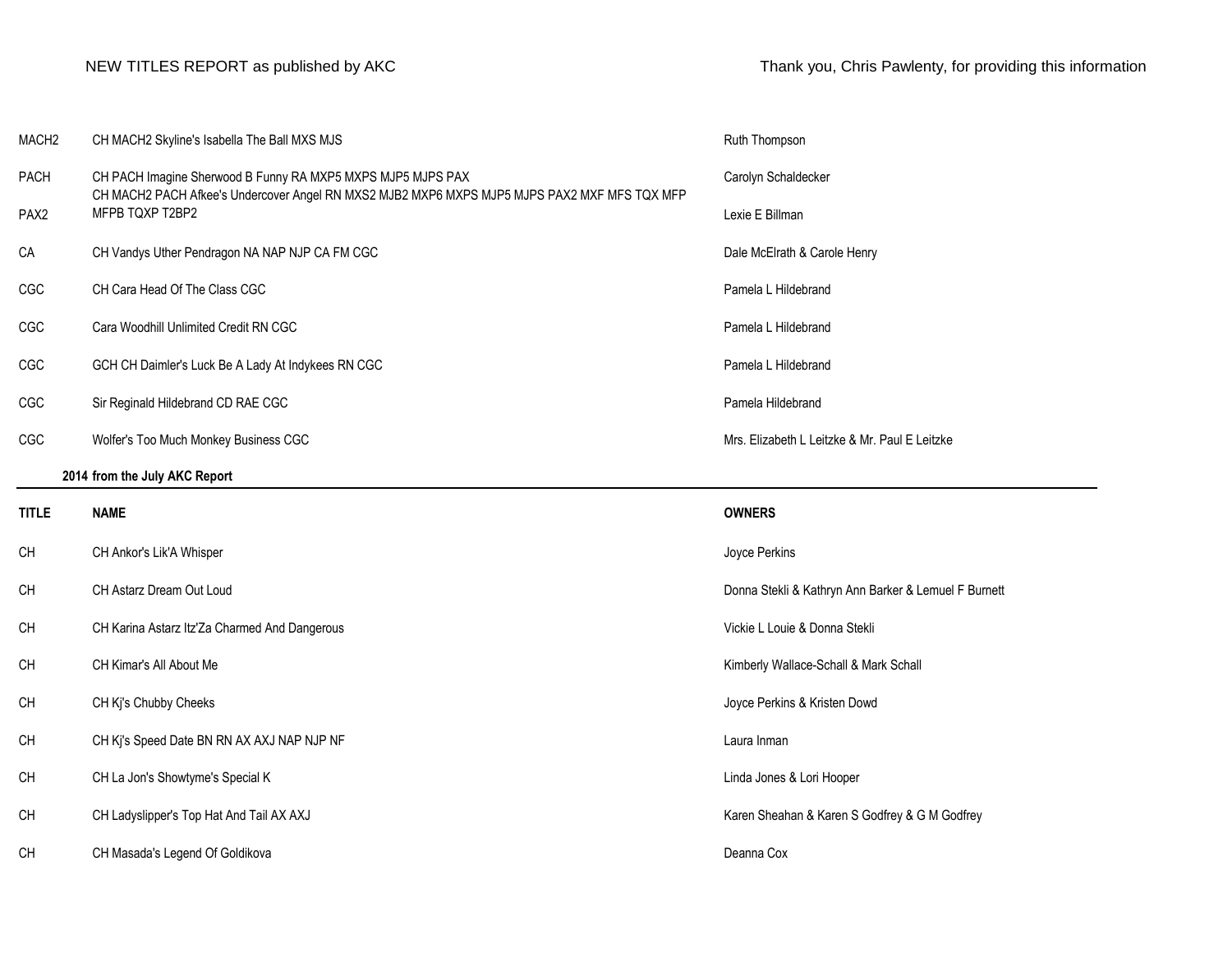NEW TITLES REPORT as published by AKC

Thank you, Chris Pawlenty, for providing this information

| | | |
|---|---|---|
| MACH2 | CH MACH2 Skyline's Isabella The Ball MXS MJS | Ruth Thompson |
| PACH | CH PACH Imagine Sherwood B Funny RA MXP5 MXPS MJP5 MJPS PAX | Carolyn Schaldecker |
| PAX2 | CH MACH2 PACH Afkee's Undercover Angel RN MXS2 MJB2 MXP6 MXPS MJP5 MJPS PAX2 MXF MFS TQX MFP MFPB TQXP T2BP2 | Lexie E Billman |
| CA | CH Vandys Uther Pendragon NA NAP NJP CA FM CGC | Dale McElrath & Carole Henry |
| CGC | CH Cara Head Of The Class CGC | Pamela L Hildebrand |
| CGC | Cara Woodhill Unlimited Credit RN CGC | Pamela L Hildebrand |
| CGC | GCH CH Daimler's Luck Be A Lady At Indykees RN CGC | Pamela L Hildebrand |
| CGC | Sir Reginald Hildebrand CD RAE CGC | Pamela Hildebrand |
| CGC | Wolfer's Too Much Monkey Business CGC | Mrs. Elizabeth L Leitzke & Mr. Paul E Leitzke |

**2014 from the July AKC Report**

| TITLE | NAME | OWNERS |
|---|---|---|
| CH | CH Ankor's Lik'A Whisper | Joyce Perkins |
| CH | CH Astarz Dream Out Loud | Donna Stekli & Kathryn Ann Barker & Lemuel F Burnett |
| CH | CH Karina Astarz Itz'Za Charmed And Dangerous | Vickie L Louie & Donna Stekli |
| CH | CH Kimar's All About Me | Kimberly Wallace-Schall & Mark Schall |
| CH | CH Kj's Chubby Cheeks | Joyce Perkins & Kristen Dowd |
| CH | CH Kj's Speed Date BN RN AX AXJ NAP NJP NF | Laura Inman |
| CH | CH La Jon's Showtyme's Special K | Linda Jones & Lori Hooper |
| CH | CH Ladyslipper's Top Hat And Tail AX AXJ | Karen Sheahan & Karen S Godfrey & G M Godfrey |
| CH | CH Masada's Legend Of Goldikova | Deanna Cox |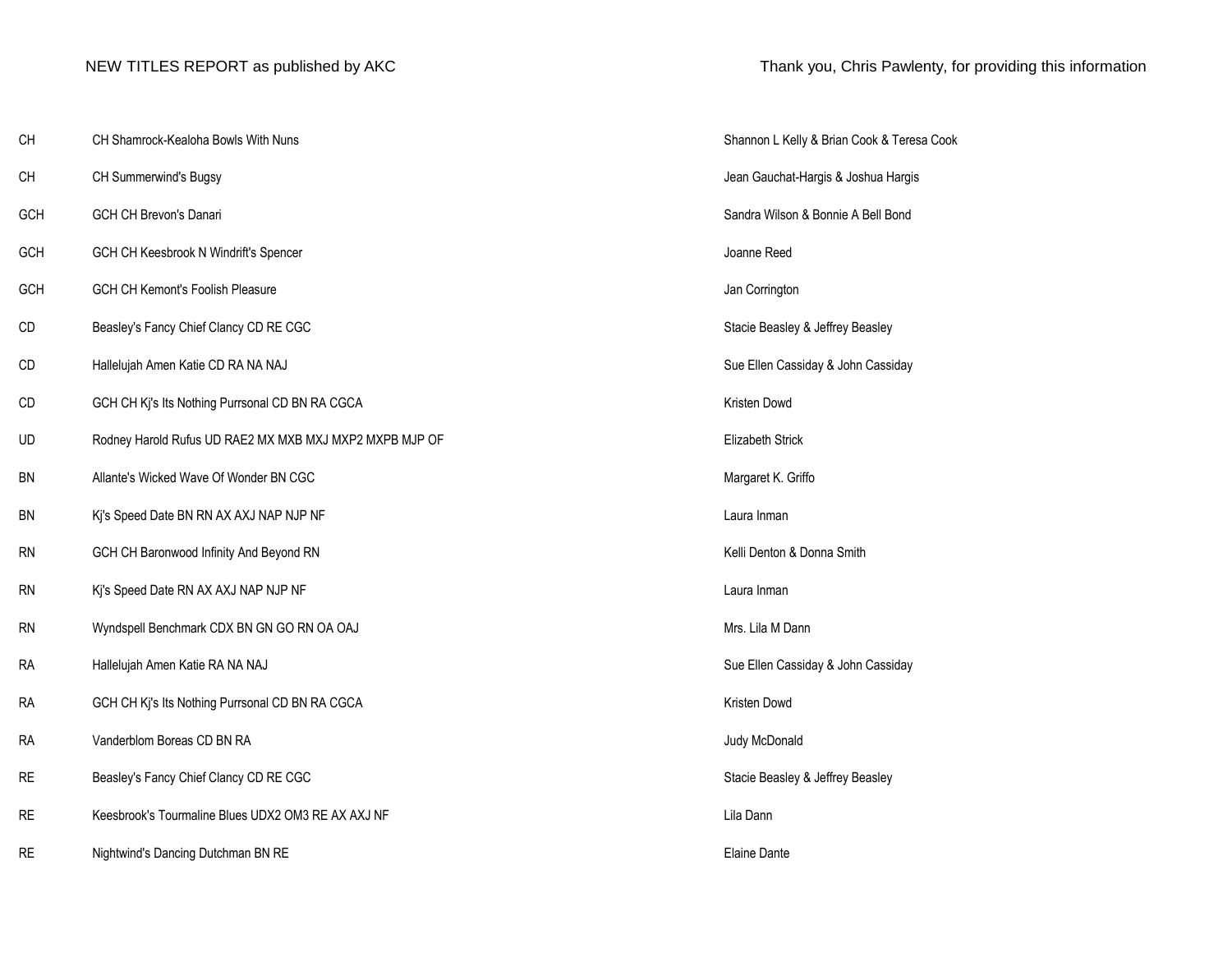NEW TITLES REPORT as published by AKC

Thank you, Chris Pawlenty, for providing this information

| | | |
|---|---|---|
| CH | CH Shamrock-Kealoha Bowls With Nuns | Shannon L Kelly & Brian Cook & Teresa Cook |
| CH | CH Summerwind's Bugsy | Jean Gauchat-Hargis & Joshua Hargis |
| GCH | GCH CH Brevon's Danari | Sandra Wilson & Bonnie A Bell Bond |
| GCH | GCH CH Keesbrook N Windrift's Spencer | Joanne Reed |
| GCH | GCH CH Kemont's Foolish Pleasure | Jan Corrington |
| CD | Beasley's Fancy Chief Clancy CD RE CGC | Stacie Beasley & Jeffrey Beasley |
| CD | Hallelujah Amen Katie CD RA NA NAJ | Sue Ellen Cassiday & John Cassiday |
| CD | GCH CH Kj's Its Nothing Purrsonal CD BN RA CGCA | Kristen Dowd |
| UD | Rodney Harold Rufus UD RAE2 MX MXB MXJ MXP2 MXPB MJP OF | Elizabeth Strick |
| BN | Allante's Wicked Wave Of Wonder BN CGC | Margaret K. Griffo |
| BN | Kj's Speed Date BN RN AX AXJ NAP NJP NF | Laura Inman |
| RN | GCH CH Baronwood Infinity And Beyond RN | Kelli Denton & Donna Smith |
| RN | Kj's Speed Date RN AX AXJ NAP NJP NF | Laura Inman |
| RN | Wyndspell Benchmark CDX BN GN GO RN OA OAJ | Mrs. Lila M Dann |
| RA | Hallelujah Amen Katie RA NA NAJ | Sue Ellen Cassiday & John Cassiday |
| RA | GCH CH Kj's Its Nothing Purrsonal CD BN RA CGCA | Kristen Dowd |
| RA | Vanderblom Boreas CD BN RA | Judy McDonald |
| RE | Beasley's Fancy Chief Clancy CD RE CGC | Stacie Beasley & Jeffrey Beasley |
| RE | Keesbrook's Tourmaline Blues UDX2 OM3 RE AX AXJ NF | Lila Dann |
| RE | Nightwind's Dancing Dutchman BN RE | Elaine Dante |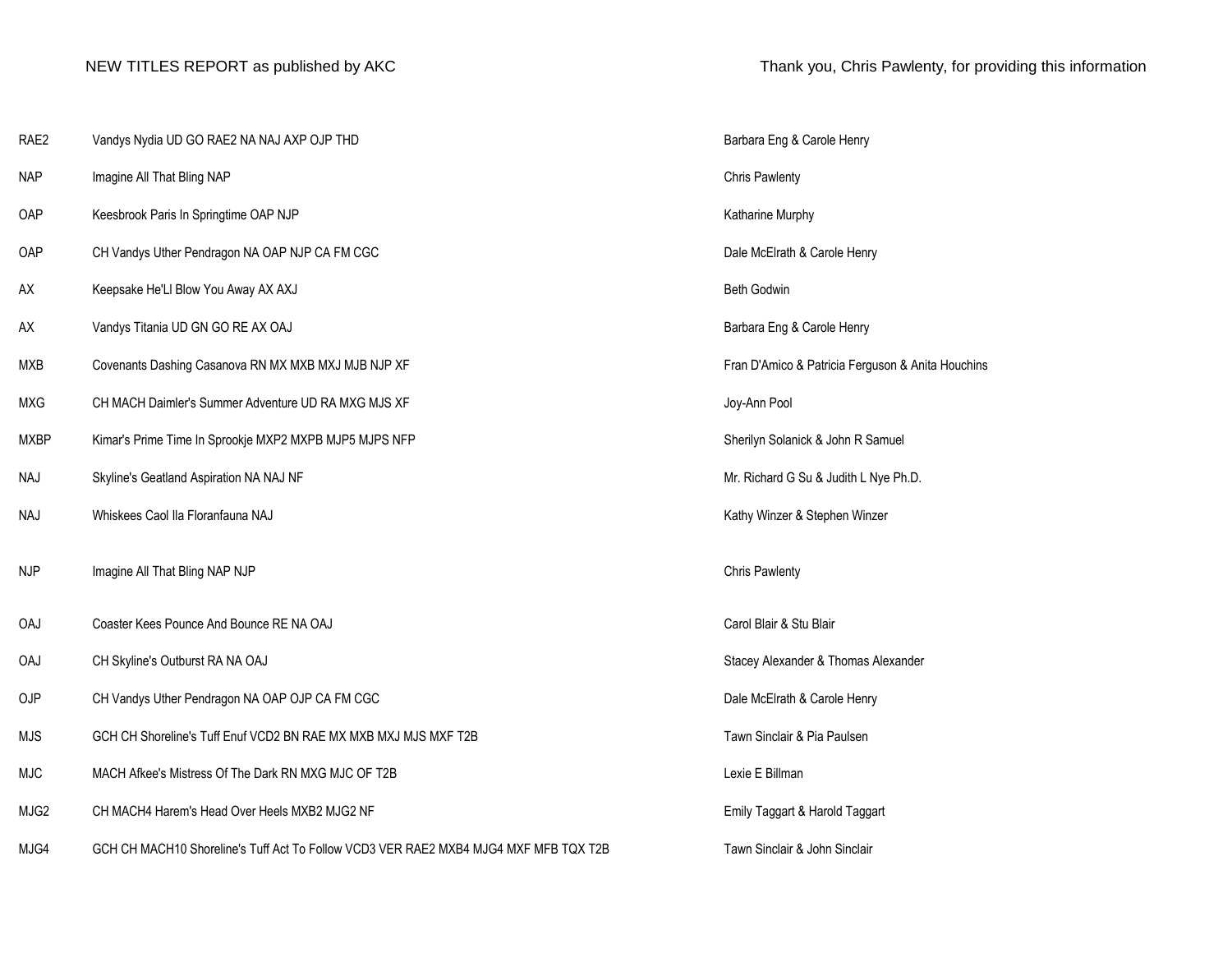NEW TITLES REPORT as published by AKC

Thank you, Chris Pawlenty, for providing this information

| | | |
|---|---|---|
| RAE2 | Vandys Nydia UD GO RAE2 NA NAJ AXP OJP THD | Barbara Eng & Carole Henry |
| NAP | Imagine All That Bling NAP | Chris Pawlenty |
| OAP | Keesbrook Paris In Springtime OAP NJP | Katharine Murphy |
| OAP | CH Vandys Uther Pendragon NA OAP NJP CA FM CGC | Dale McElrath & Carole Henry |
| AX | Keepsake He'Ll Blow You Away AX AXJ | Beth Godwin |
| AX | Vandys Titania UD GN GO RE AX OAJ | Barbara Eng & Carole Henry |
| MXB | Covenants Dashing Casanova RN MX MXB MXJ MJB NJP XF | Fran D'Amico & Patricia Ferguson & Anita Houchins |
| MXG | CH MACH Daimler's Summer Adventure UD RA MXG MJS XF | Joy-Ann Pool |
| MXBP | Kimar's Prime Time In Sprookje MXP2 MXPB MJP5 MJPS NFP | Sherilyn Solanick & John R Samuel |
| NAJ | Skyline's Geatland Aspiration NA NAJ NF | Mr. Richard G Su & Judith L Nye Ph.D. |
| NAJ | Whiskees Caol Ila Floranfauna NAJ | Kathy Winzer & Stephen Winzer |
| NJP | Imagine All That Bling NAP NJP | Chris Pawlenty |
| OAJ | Coaster Kees Pounce And Bounce RE NA OAJ | Carol Blair & Stu Blair |
| OAJ | CH Skyline's Outburst RA NA OAJ | Stacey Alexander & Thomas Alexander |
| OJP | CH Vandys Uther Pendragon NA OAP OJP CA FM CGC | Dale McElrath & Carole Henry |
| MJS | GCH CH Shoreline's Tuff Enuf VCD2 BN RAE MX MXB MXJ MJS MXF T2B | Tawn Sinclair & Pia Paulsen |
| MJC | MACH Afkee's Mistress Of The Dark RN MXG MJC OF T2B | Lexie E Billman |
| MJG2 | CH MACH4 Harem's Head Over Heels MXB2 MJG2 NF | Emily Taggart & Harold Taggart |
| MJG4 | GCH CH MACH10 Shoreline's Tuff Act To Follow VCD3 VER RAE2 MXB4 MJG4 MXF MFB TQX T2B | Tawn Sinclair & John Sinclair |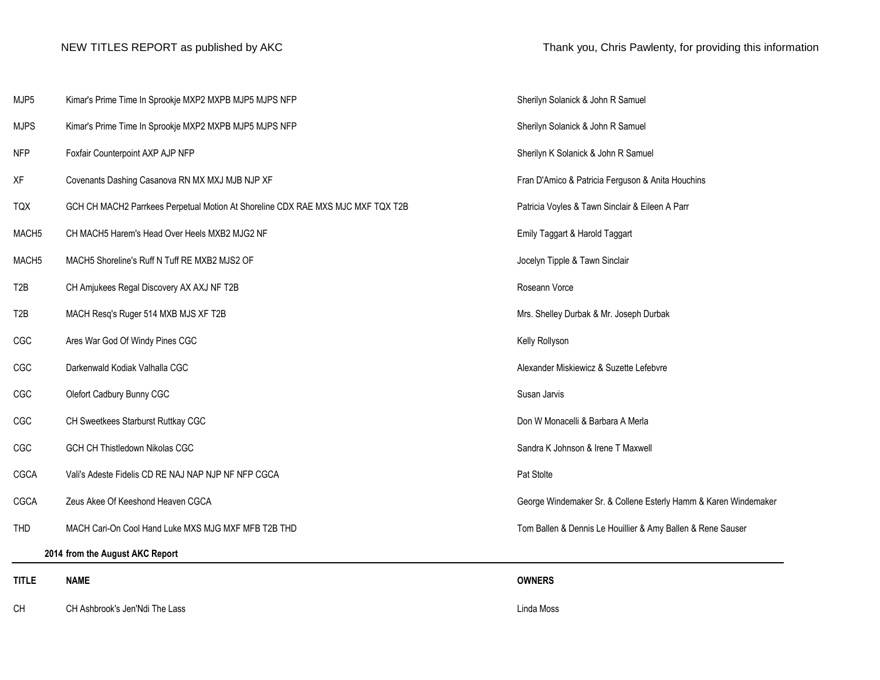| | | |
|---|---|---|
| MJP5 | Kimar's Prime Time In Sprookje MXP2 MXPB MJP5 MJPS NFP | Sherilyn Solanick & John R Samuel |
| MJPS | Kimar's Prime Time In Sprookje MXP2 MXPB MJP5 MJPS NFP | Sherilyn Solanick & John R Samuel |
| NFP | Foxfair Counterpoint AXP AJP NFP | Sherilyn K Solanick & John R Samuel |
| XF | Covenants Dashing Casanova RN MX MXJ MJB NJP XF | Fran D'Amico & Patricia Ferguson & Anita Houchins |
| TQX | GCH CH MACH2 Parrkees Perpetual Motion At Shoreline CDX RAE MXS MJC MXF TQX T2B | Patricia Voyles & Tawn Sinclair & Eileen A Parr |
| MACH5 | CH MACH5 Harem's Head Over Heels MXB2 MJG2 NF | Emily Taggart & Harold Taggart |
| MACH5 | MACH5 Shoreline's Ruff N Tuff RE MXB2 MJS2 OF | Jocelyn Tipple & Tawn Sinclair |
| T2B | CH Amjukees Regal Discovery AX AXJ NF T2B | Roseann Vorce |
| T2B | MACH Resq's Ruger 514 MXB MJS XF T2B | Mrs. Shelley Durbak & Mr. Joseph Durbak |
| CGC | Ares War God Of Windy Pines CGC | Kelly Rollyson |
| CGC | Darkenwald Kodiak Valhalla CGC | Alexander Miskiewicz & Suzette Lefebvre |
| CGC | Olefort Cadbury Bunny CGC | Susan Jarvis |
| CGC | CH Sweetkees Starburst Ruttkay CGC | Don W Monacelli & Barbara A Merla |
| CGC | GCH CH Thistledown Nikolas CGC | Sandra K Johnson & Irene T Maxwell |
| CGCA | Vali's Adeste Fidelis CD RE NAJ NAP NJP NF NFP CGCA | Pat Stolte |
| CGCA | Zeus Akee Of Keeshond Heaven CGCA | George Windemaker Sr. & Collene Esterly Hamm & Karen Windemaker |
| THD | MACH Cari-On Cool Hand Luke MXS MJG MXF MFB T2B THD | Tom Ballen & Dennis Le Houillier & Amy Ballen & Rene Sauser |

**2014 from the August AKC Report**

| TITLE | NAME | OWNERS |
|---|---|---|
| CH | CH Ashbrook's Jen'Ndi The Lass | Linda Moss |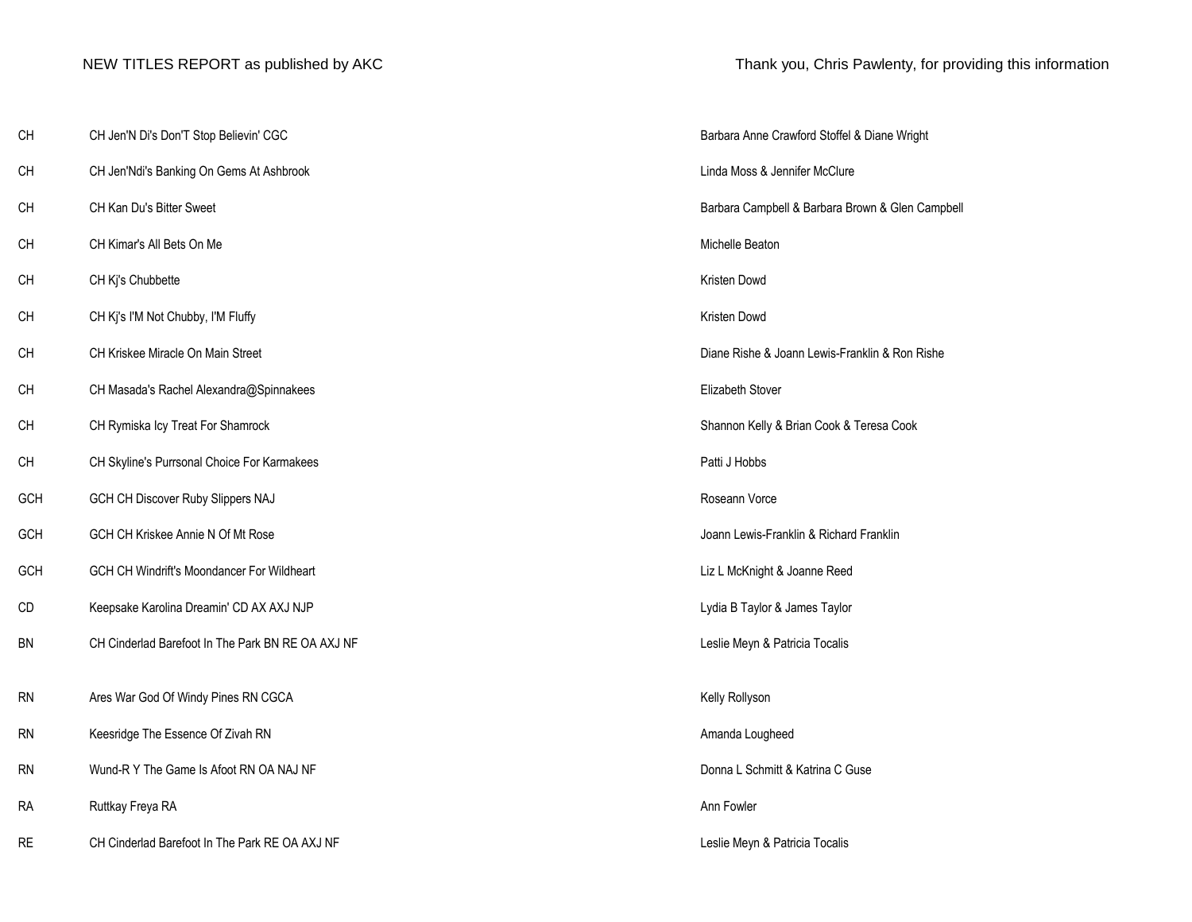NEW TITLES REPORT as published by AKC

Thank you, Chris Pawlenty, for providing this information

| | | |
|---|---|---|
| CH | CH Jen'N Di's Don'T Stop Believin' CGC | Barbara Anne Crawford Stoffel & Diane Wright |
| CH | CH Jen'Ndi's Banking On Gems At Ashbrook | Linda Moss & Jennifer McClure |
| CH | CH Kan Du's Bitter Sweet | Barbara Campbell & Barbara Brown & Glen Campbell |
| CH | CH Kimar's All Bets On Me | Michelle Beaton |
| CH | CH Kj's Chubbette | Kristen Dowd |
| CH | CH Kj's I'M Not Chubby, I'M Fluffy | Kristen Dowd |
| CH | CH Kriskee Miracle On Main Street | Diane Rishe & Joann Lewis-Franklin & Ron Rishe |
| CH | CH Masada's Rachel Alexandra@Spinnakees | Elizabeth Stover |
| CH | CH Rymiska Icy Treat For Shamrock | Shannon Kelly & Brian Cook & Teresa Cook |
| CH | CH Skyline's Purrsonal Choice For Karmakees | Patti J Hobbs |
| GCH | GCH CH Discover Ruby Slippers NAJ | Roseann Vorce |
| GCH | GCH CH Kriskee Annie N Of Mt Rose | Joann Lewis-Franklin & Richard Franklin |
| GCH | GCH CH Windrift's Moondancer For Wildheart | Liz L McKnight & Joanne Reed |
| CD | Keepsake Karolina Dreamin' CD AX AXJ NJP | Lydia B Taylor & James Taylor |
| BN | CH Cinderlad Barefoot In The Park BN RE OA AXJ NF | Leslie Meyn & Patricia Tocalis |
| RN | Ares War God Of Windy Pines RN CGCA | Kelly Rollyson |
| RN | Keesridge The Essence Of Zivah RN | Amanda Lougheed |
| RN | Wund-R Y The Game Is Afoot RN OA NAJ NF | Donna L Schmitt & Katrina C Guse |
| RA | Ruttkay Freya RA | Ann Fowler |
| RE | CH Cinderlad Barefoot In The Park RE OA AXJ NF | Leslie Meyn & Patricia Tocalis |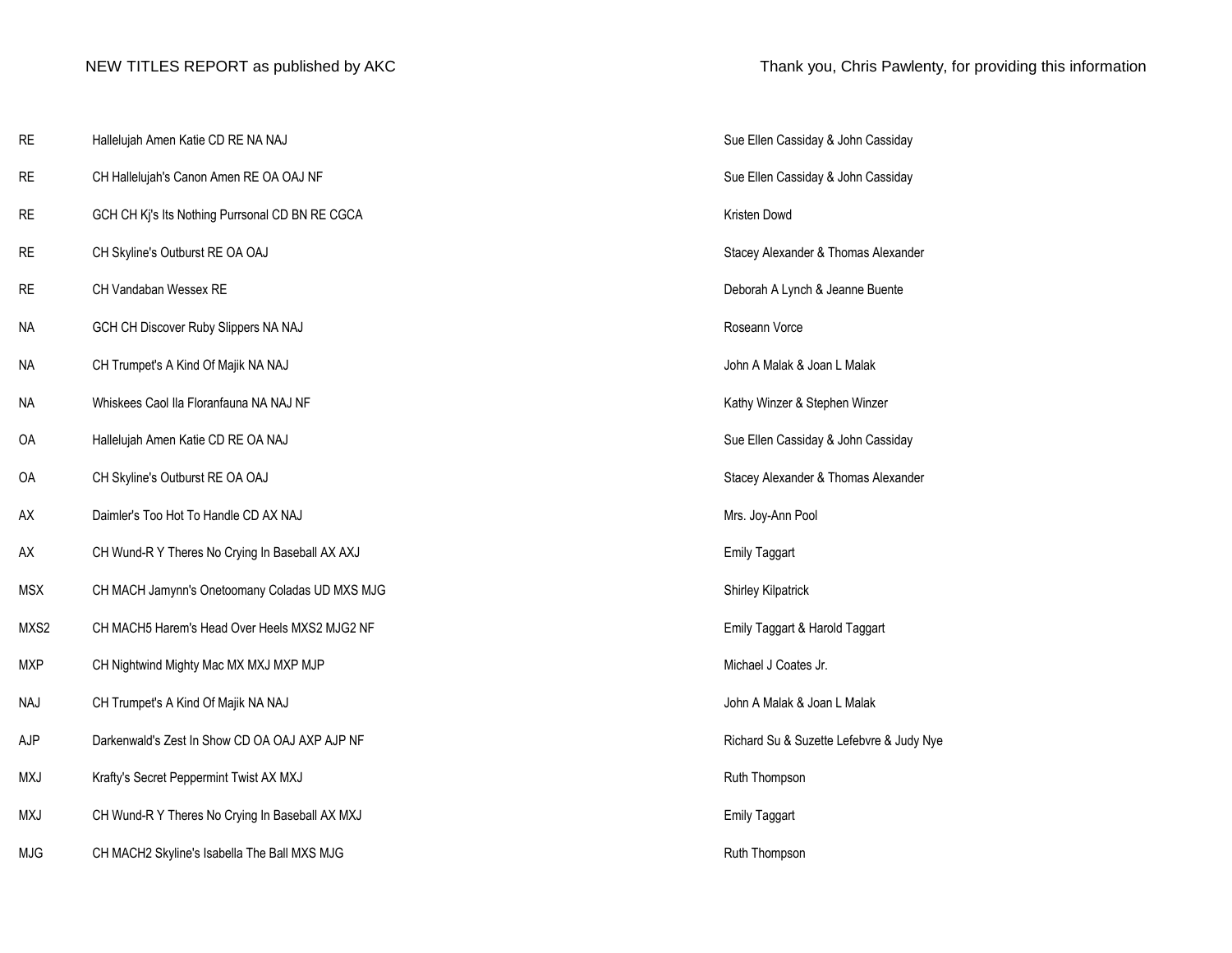NEW TITLES REPORT as published by AKC

Thank you, Chris Pawlenty, for providing this information

| | | |
|---|---|---|
| RE | Hallelujah Amen Katie CD RE NA NAJ | Sue Ellen Cassiday & John Cassiday |
| RE | CH Hallelujah's Canon Amen RE OA OAJ NF | Sue Ellen Cassiday & John Cassiday |
| RE | GCH CH Kj's Its Nothing Purrsonal CD BN RE CGCA | Kristen Dowd |
| RE | CH Skyline's Outburst RE OA OAJ | Stacey Alexander & Thomas Alexander |
| RE | CH Vandaban Wessex RE | Deborah A Lynch & Jeanne Buente |
| NA | GCH CH Discover Ruby Slippers NA NAJ | Roseann Vorce |
| NA | CH Trumpet's A Kind Of Majik NA NAJ | John A Malak & Joan L Malak |
| NA | Whiskees Caol Ila Floranfauna NA NAJ NF | Kathy Winzer & Stephen Winzer |
| OA | Hallelujah Amen Katie CD RE OA NAJ | Sue Ellen Cassiday & John Cassiday |
| OA | CH Skyline's Outburst RE OA OAJ | Stacey Alexander & Thomas Alexander |
| AX | Daimler's Too Hot To Handle CD AX NAJ | Mrs. Joy-Ann Pool |
| AX | CH Wund-R Y Theres No Crying In Baseball AX AXJ | Emily Taggart |
| MSX | CH MACH Jamynn's Onetoomany Coladas UD MXS MJG | Shirley Kilpatrick |
| MXS2 | CH MACH5 Harem's Head Over Heels MXS2 MJG2 NF | Emily Taggart & Harold Taggart |
| MXP | CH Nightwind Mighty Mac MX MXJ MXP MJP | Michael J Coates Jr. |
| NAJ | CH Trumpet's A Kind Of Majik NA NAJ | John A Malak & Joan L Malak |
| AJP | Darkenwald's Zest In Show CD OA OAJ AXP AJP NF | Richard Su & Suzette Lefebvre & Judy Nye |
| MXJ | Krafty's Secret Peppermint Twist AX MXJ | Ruth Thompson |
| MXJ | CH Wund-R Y Theres No Crying In Baseball AX MXJ | Emily Taggart |
| MJG | CH MACH2 Skyline's Isabella The Ball MXS MJG | Ruth Thompson |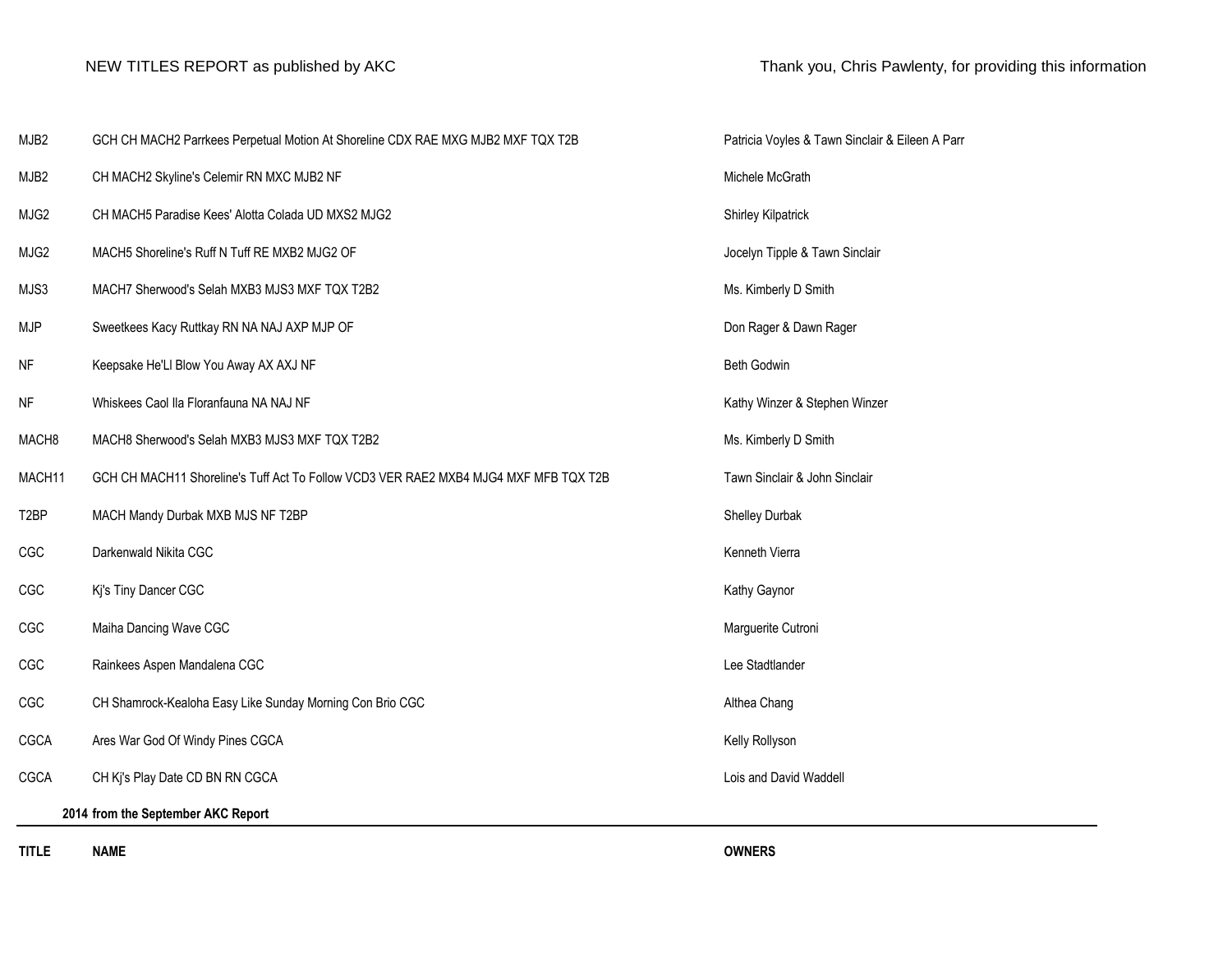NEW TITLES REPORT as published by AKC

Thank you, Chris Pawlenty, for providing this information

| TITLE | NAME | OWNERS |
|---|---|---|
| MJB2 | GCH CH MACH2 Parrkees Perpetual Motion At Shoreline CDX RAE MXG MJB2 MXF TQX T2B | Patricia Voyles & Tawn Sinclair & Eileen A Parr |
| MJB2 | CH MACH2 Skyline's Celemir RN MXC MJB2 NF | Michele McGrath |
| MJG2 | CH MACH5 Paradise Kees' Alotta Colada UD MXS2 MJG2 | Shirley Kilpatrick |
| MJG2 | MACH5 Shoreline's Ruff N Tuff RE MXB2 MJG2 OF | Jocelyn Tipple & Tawn Sinclair |
| MJS3 | MACH7 Sherwood's Selah MXB3 MJS3 MXF TQX T2B2 | Ms. Kimberly D Smith |
| MJP | Sweetkees Kacy Ruttkay RN NA NAJ AXP MJP OF | Don Rager & Dawn Rager |
| NF | Keepsake He'Ll Blow You Away AX AXJ NF | Beth Godwin |
| NF | Whiskees Caol Ila Floranfauna NA NAJ NF | Kathy Winzer & Stephen Winzer |
| MACH8 | MACH8 Sherwood's Selah MXB3 MJS3 MXF TQX T2B2 | Ms. Kimberly D Smith |
| MACH11 | GCH CH MACH11 Shoreline's Tuff Act To Follow VCD3 VER RAE2 MXB4 MJG4 MXF MFB TQX T2B | Tawn Sinclair & John Sinclair |
| T2BP | MACH Mandy Durbak MXB MJS NF T2BP | Shelley Durbak |
| CGC | Darkenwald Nikita CGC | Kenneth Vierra |
| CGC | Kj's Tiny Dancer CGC | Kathy Gaynor |
| CGC | Maiha Dancing Wave CGC | Marguerite Cutroni |
| CGC | Rainkees Aspen Mandalena CGC | Lee Stadtlander |
| CGC | CH Shamrock-Kealoha Easy Like Sunday Morning Con Brio CGC | Althea Chang |
| CGCA | Ares War God Of Windy Pines CGCA | Kelly Rollyson |
| CGCA | CH Kj's Play Date CD BN RN CGCA | Lois and David Waddell |

**2014 from the September AKC Report**

| TITLE | NAME | OWNERS |
|---|---|---|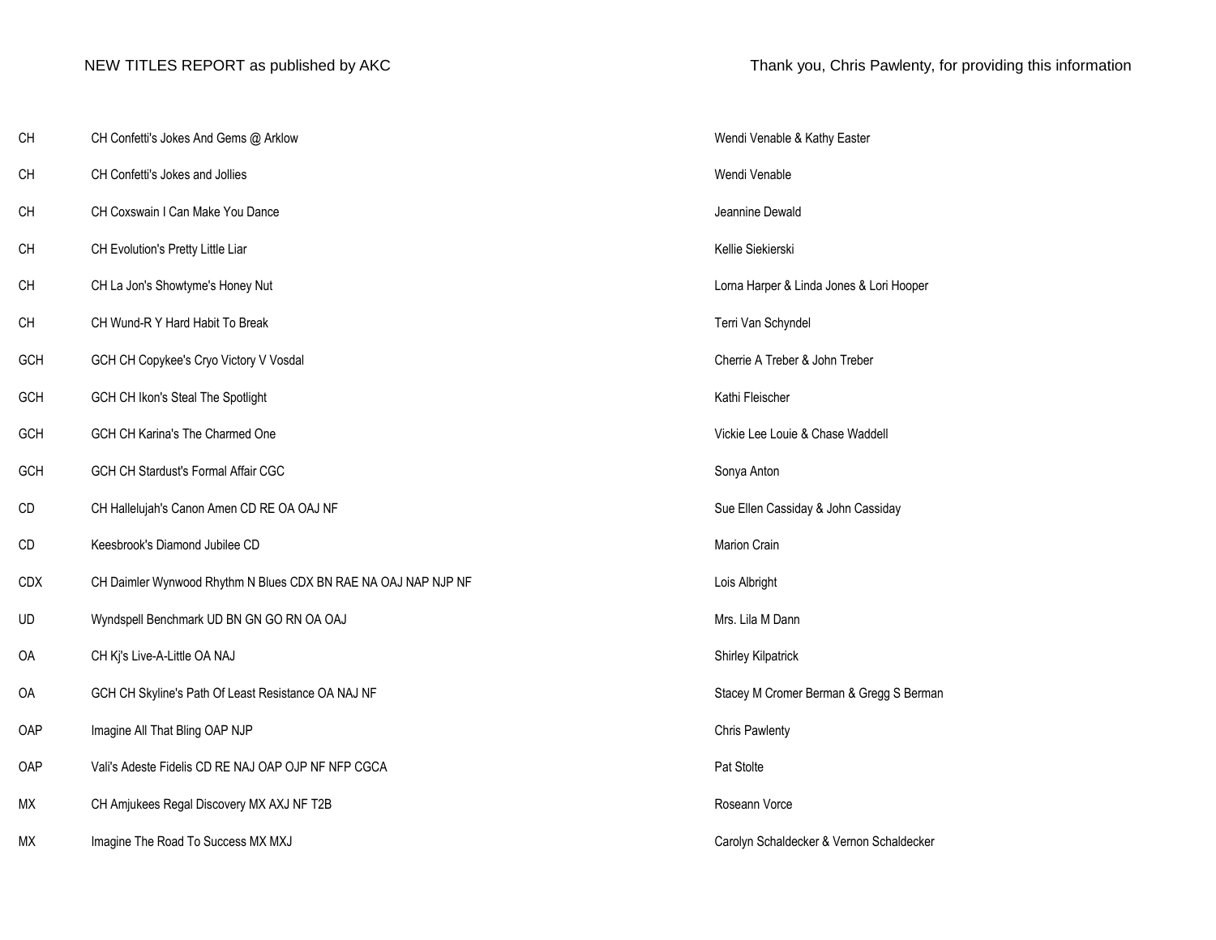NEW TITLES REPORT as published by AKC

Thank you, Chris Pawlenty, for providing this information

| | | |
|---|---|---|
| CH | CH Confetti's Jokes And Gems @ Arklow | Wendi Venable & Kathy Easter |
| CH | CH Confetti's Jokes and Jollies | Wendi Venable |
| CH | CH Coxswain I Can Make You Dance | Jeannine Dewald |
| CH | CH Evolution's Pretty Little Liar | Kellie Siekierski |
| CH | CH La Jon's Showtyme's Honey Nut | Lorna Harper & Linda Jones & Lori Hooper |
| CH | CH Wund-R Y Hard Habit To Break | Terri Van Schyndel |
| GCH | GCH CH Copykee's Cryo Victory V Vosdal | Cherrie A Treber & John Treber |
| GCH | GCH CH Ikon's Steal The Spotlight | Kathi Fleischer |
| GCH | GCH CH Karina's The Charmed One | Vickie Lee Louie & Chase Waddell |
| GCH | GCH CH Stardust's Formal Affair CGC | Sonya Anton |
| CD | CH Hallelujah's Canon Amen CD RE OA OAJ NF | Sue Ellen Cassiday & John Cassiday |
| CD | Keesbrook's Diamond Jubilee CD | Marion Crain |
| CDX | CH Daimler Wynwood Rhythm N Blues CDX BN RAE NA OAJ NAP NJP NF | Lois Albright |
| UD | Wyndspell Benchmark UD BN GN GO RN OA OAJ | Mrs. Lila M Dann |
| OA | CH Kj's Live-A-Little OA NAJ | Shirley Kilpatrick |
| OA | GCH CH Skyline's Path Of Least Resistance OA NAJ NF | Stacey M Cromer Berman & Gregg S Berman |
| OAP | Imagine All That Bling OAP NJP | Chris Pawlenty |
| OAP | Vali's Adeste Fidelis CD RE NAJ OAP OJP NF NFP CGCA | Pat Stolte |
| MX | CH Amjukees Regal Discovery MX AXJ NF T2B | Roseann Vorce |
| MX | Imagine The Road To Success MX MXJ | Carolyn Schaldecker & Vernon Schaldecker |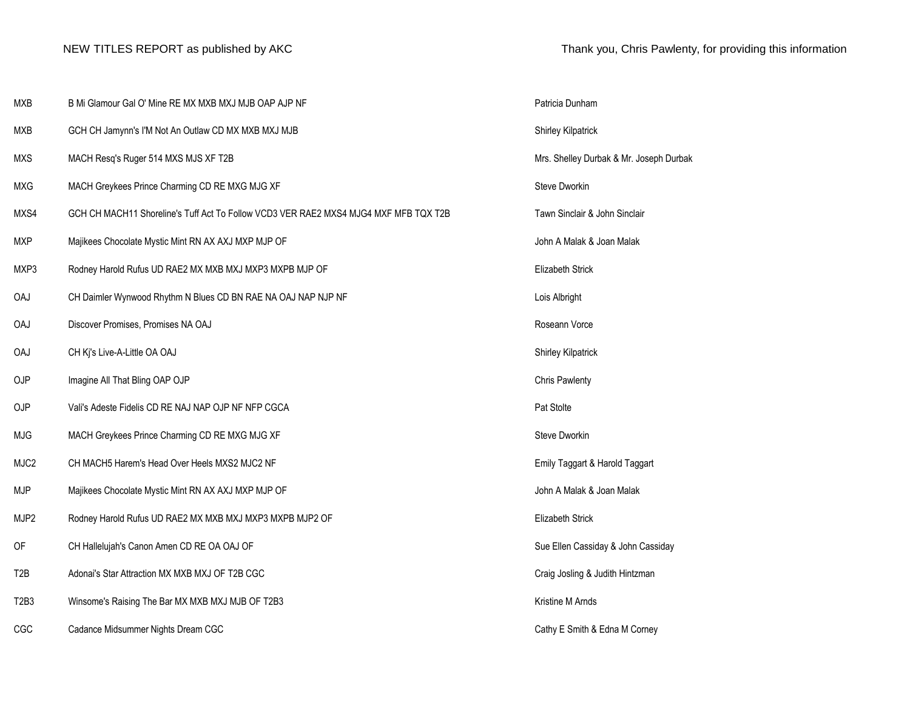NEW TITLES REPORT as published by AKC

Thank you, Chris Pawlenty, for providing this information

| | | |
|---|---|---|
| MXB | B Mi Glamour Gal O' Mine RE MX MXB MXJ MJB OAP AJP NF | Patricia Dunham |
| MXB | GCH CH Jamynn's I'M Not An Outlaw CD MX MXB MXJ MJB | Shirley Kilpatrick |
| MXS | MACH Resq's Ruger 514 MXS MJS XF T2B | Mrs. Shelley Durbak & Mr. Joseph Durbak |
| MXG | MACH Greykees Prince Charming CD RE MXG MJG XF | Steve Dworkin |
| MXS4 | GCH CH MACH11 Shoreline's Tuff Act To Follow VCD3 VER RAE2 MXS4 MJG4 MXF MFB TQX T2B | Tawn Sinclair & John Sinclair |
| MXP | Majikees Chocolate Mystic Mint RN AX AXJ MXP MJP OF | John A Malak & Joan Malak |
| MXP3 | Rodney Harold Rufus UD RAE2 MX MXB MXJ MXP3 MXPB MJP OF | Elizabeth Strick |
| OAJ | CH Daimler Wynwood Rhythm N Blues CD BN RAE NA OAJ NAP NJP NF | Lois Albright |
| OAJ | Discover Promises, Promises NA OAJ | Roseann Vorce |
| OAJ | CH Kj's Live-A-Little OA OAJ | Shirley Kilpatrick |
| OJP | Imagine All That Bling OAP OJP | Chris Pawlenty |
| OJP | Vali's Adeste Fidelis CD RE NAJ NAP OJP NF NFP CGCA | Pat Stolte |
| MJG | MACH Greykees Prince Charming CD RE MXG MJG XF | Steve Dworkin |
| MJC2 | CH MACH5 Harem's Head Over Heels MXS2 MJC2 NF | Emily Taggart & Harold Taggart |
| MJP | Majikees Chocolate Mystic Mint RN AX AXJ MXP MJP OF | John A Malak & Joan Malak |
| MJP2 | Rodney Harold Rufus UD RAE2 MX MXB MXJ MXP3 MXPB MJP2 OF | Elizabeth Strick |
| OF | CH Hallelujah's Canon Amen CD RE OA OAJ OF | Sue Ellen Cassiday & John Cassiday |
| T2B | Adonai's Star Attraction MX MXB MXJ OF T2B CGC | Craig Josling & Judith Hintzman |
| T2B3 | Winsome's Raising The Bar MX MXB MXJ MJB OF T2B3 | Kristine M Arnds |
| CGC | Cadance Midsummer Nights Dream CGC | Cathy E Smith & Edna M Corney |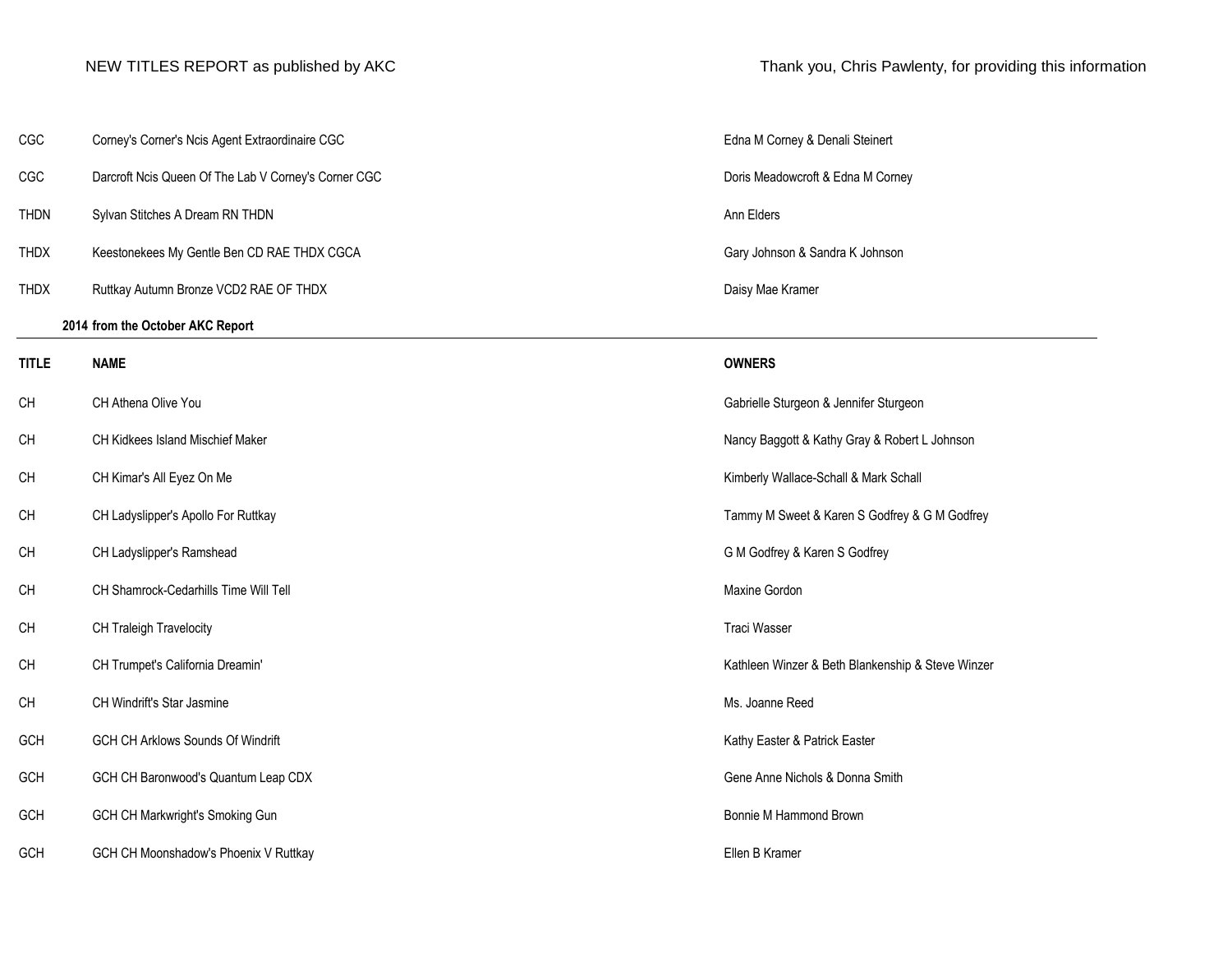| | | |
|---|---|---|
| CGC | Corney's Corner's Ncis Agent Extraordinaire CGC | Edna M Corney & Denali Steinert |
| CGC | Darcroft Ncis Queen Of The Lab V Corney's Corner CGC | Doris Meadowcroft & Edna M Corney |
| THDN | Sylvan Stitches A Dream RN THDN | Ann Elders |
| THDX | Keestonekees My Gentle Ben CD RAE THDX CGCA | Gary Johnson & Sandra K Johnson |
| THDX | Ruttkay Autumn Bronze VCD2 RAE OF THDX | Daisy Mae Kramer |

**2014 from the October AKC Report**

| TITLE | NAME | OWNERS |
|---|---|---|
| CH | CH Athena Olive You | Gabrielle Sturgeon & Jennifer Sturgeon |
| CH | CH Kidkees Island Mischief Maker | Nancy Baggott & Kathy Gray & Robert L Johnson |
| CH | CH Kimar's All Eyez On Me | Kimberly Wallace-Schall & Mark Schall |
| CH | CH Ladyslipper's Apollo For Ruttkay | Tammy M Sweet & Karen S Godfrey & G M Godfrey |
| CH | CH Ladyslipper's Ramshead | G M Godfrey & Karen S Godfrey |
| CH | CH Shamrock-Cedarhills Time Will Tell | Maxine Gordon |
| CH | CH Traleigh Travelocity | Traci Wasser |
| CH | CH Trumpet's California Dreamin' | Kathleen Winzer & Beth Blankenship & Steve Winzer |
| CH | CH Windrift's Star Jasmine | Ms. Joanne Reed |
| GCH | GCH CH Arklows Sounds Of Windrift | Kathy Easter & Patrick Easter |
| GCH | GCH CH Baronwood's Quantum Leap CDX | Gene Anne Nichols & Donna Smith |
| GCH | GCH CH Markwright's Smoking Gun | Bonnie M Hammond Brown |
| GCH | GCH CH Moonshadow's Phoenix V Ruttkay | Ellen B Kramer |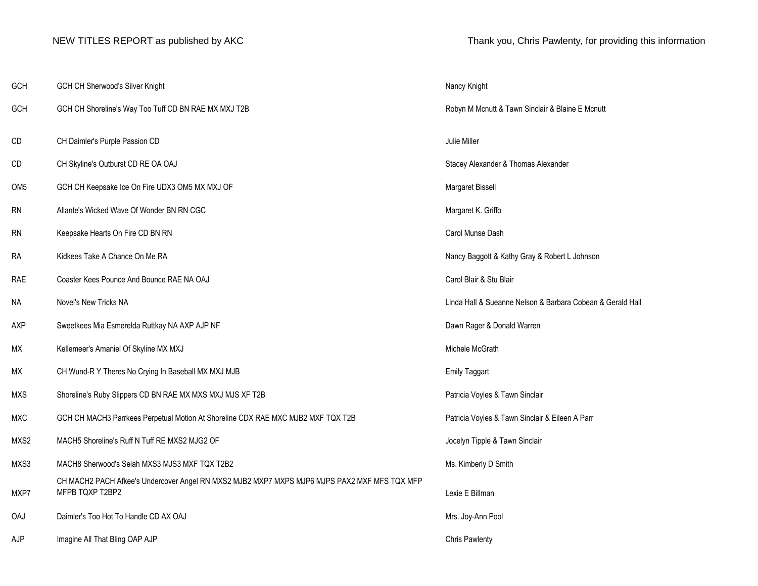NEW TITLES REPORT as published by AKC

Thank you, Chris Pawlenty, for providing this information

| Title | Dog | Owner(s) |
|---|---|---|
| GCH | GCH CH Sherwood's Silver Knight | Nancy Knight |
| GCH | GCH CH Shoreline's Way Too Tuff CD BN RAE MX MXJ T2B | Robyn M Mcnutt & Tawn Sinclair & Blaine E Mcnutt |
| CD | CH Daimler's Purple Passion CD | Julie Miller |
| CD | CH Skyline's Outburst CD RE OA OAJ | Stacey Alexander & Thomas Alexander |
| OM5 | GCH CH Keepsake Ice On Fire UDX3 OM5 MX MXJ OF | Margaret Bissell |
| RN | Allante's Wicked Wave Of Wonder BN RN CGC | Margaret K. Griffo |
| RN | Keepsake Hearts On Fire CD BN RN | Carol Munse Dash |
| RA | Kidkees Take A Chance On Me RA | Nancy Baggott & Kathy Gray & Robert L Johnson |
| RAE | Coaster Kees Pounce And Bounce RAE NA OAJ | Carol Blair & Stu Blair |
| NA | Novel's New Tricks NA | Linda Hall & Sueanne Nelson & Barbara Cobean & Gerald Hall |
| AXP | Sweetkees Mia Esmerelda Ruttkay NA AXP AJP NF | Dawn Rager & Donald Warren |
| MX | Kellemeer's Amaniel Of Skyline MX MXJ | Michele McGrath |
| MX | CH Wund-R Y Theres No Crying In Baseball MX MXJ MJB | Emily Taggart |
| MXS | Shoreline's Ruby Slippers CD BN RAE MX MXS MXJ MJS XF T2B | Patricia Voyles & Tawn Sinclair |
| MXC | GCH CH MACH3 Parrkees Perpetual Motion At Shoreline CDX RAE MXC MJB2 MXF TQX T2B | Patricia Voyles & Tawn Sinclair & Eileen A Parr |
| MXS2 | MACH5 Shoreline's Ruff N Tuff RE MXS2 MJG2 OF | Jocelyn Tipple & Tawn Sinclair |
| MXS3 | MACH8 Sherwood's Selah MXS3 MJS3 MXF TQX T2B2 | Ms. Kimberly D Smith |
| MXP7 | CH MACH2 PACH Afkee's Undercover Angel RN MXS2 MJB2 MXP7 MXPS MJP6 MJPS PAX2 MXF MFS TQX MFP MFPB TQXP T2BP2 | Lexie E Billman |
| OAJ | Daimler's Too Hot To Handle CD AX OAJ | Mrs. Joy-Ann Pool |
| AJP | Imagine All That Bling OAP AJP | Chris Pawlenty |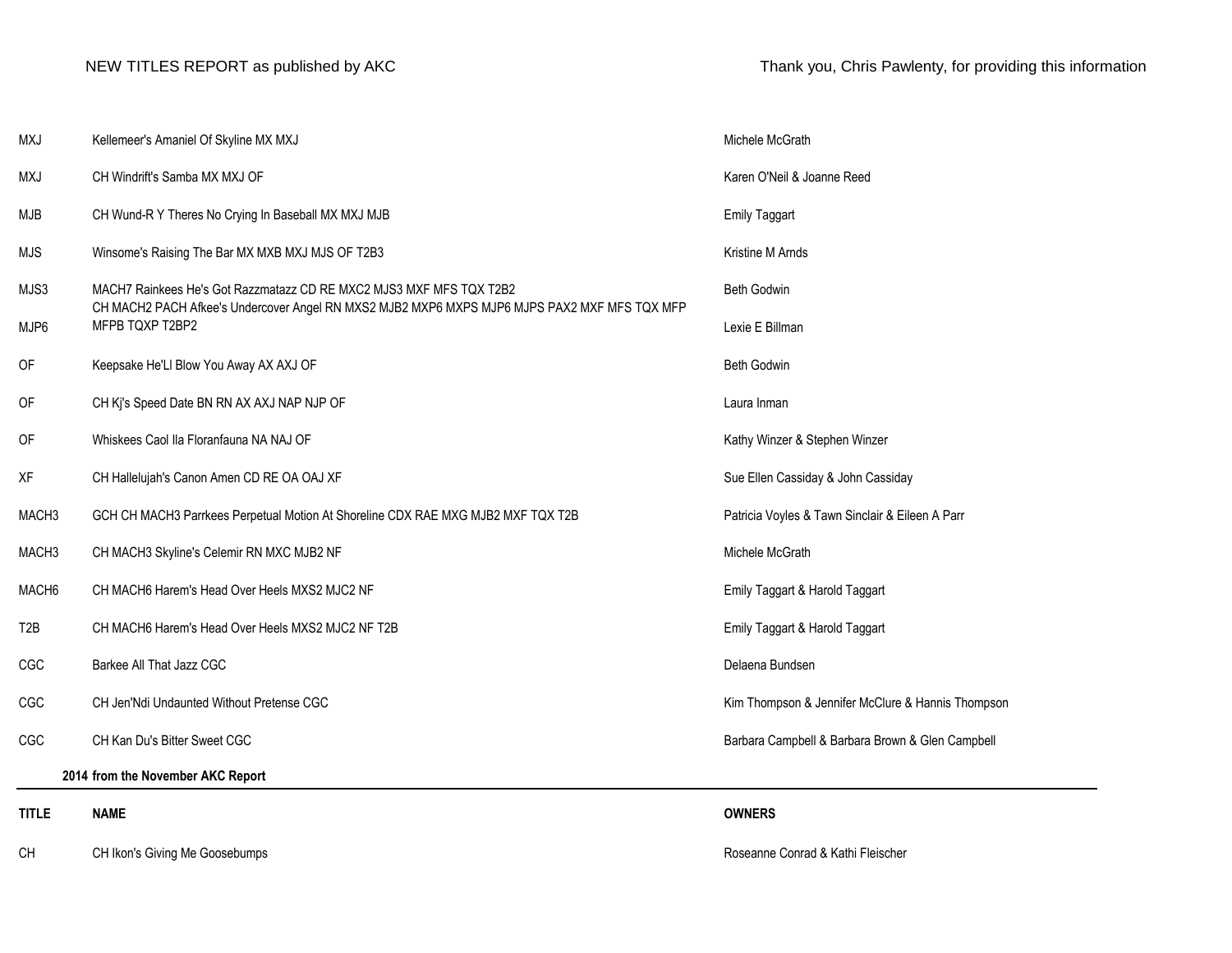| | | |
|---|---|---|
| MXJ | Kellemeer's Amaniel Of Skyline MX MXJ | Michele McGrath |
| MXJ | CH Windrift's Samba MX MXJ OF | Karen O'Neil & Joanne Reed |
| MJB | CH Wund-R Y Theres No Crying In Baseball MX MXJ MJB | Emily Taggart |
| MJS | Winsome's Raising The Bar MX MXB MXJ MJS OF T2B3 | Kristine M Arnds |
| MJS3 | MACH7 Rainkees He's Got Razzmatazz CD RE MXC2 MJS3 MXF MFS TQX T2B2 | Beth Godwin |
| MJP6 | CH MACH2 PACH Afkee's Undercover Angel RN MXS2 MJB2 MXP6 MXPS MJP6 MJPS PAX2 MXF MFS TQX MFP MFPB TQXP T2BP2 | Lexie E Billman |
| OF | Keepsake He'Ll Blow You Away AX AXJ OF | Beth Godwin |
| OF | CH Kj's Speed Date BN RN AX AXJ NAP NJP OF | Laura Inman |
| OF | Whiskees Caol Ila Floranfauna NA NAJ OF | Kathy Winzer & Stephen Winzer |
| XF | CH Hallelujah's Canon Amen CD RE OA OAJ XF | Sue Ellen Cassiday & John Cassiday |
| MACH3 | GCH CH MACH3 Parrkees Perpetual Motion At Shoreline CDX RAE MXG MJB2 MXF TQX T2B | Patricia Voyles & Tawn Sinclair & Eileen A Parr |
| MACH3 | CH MACH3 Skyline's Celemir RN MXC MJB2 NF | Michele McGrath |
| MACH6 | CH MACH6 Harem's Head Over Heels MXS2 MJC2 NF | Emily Taggart & Harold Taggart |
| T2B | CH MACH6 Harem's Head Over Heels MXS2 MJC2 NF T2B | Emily Taggart & Harold Taggart |
| CGC | Barkee All That Jazz CGC | Delaena Bundsen |
| CGC | CH Jen'Ndi Undaunted Without Pretense CGC | Kim Thompson & Jennifer McClure & Hannis Thompson |
| CGC | CH Kan Du's Bitter Sweet CGC | Barbara Campbell & Barbara Brown & Glen Campbell |

**2014 from the November AKC Report**

| TITLE | NAME | OWNERS |
|---|---|---|
| CH | CH Ikon's Giving Me Goosebumps | Roseanne Conrad & Kathi Fleischer |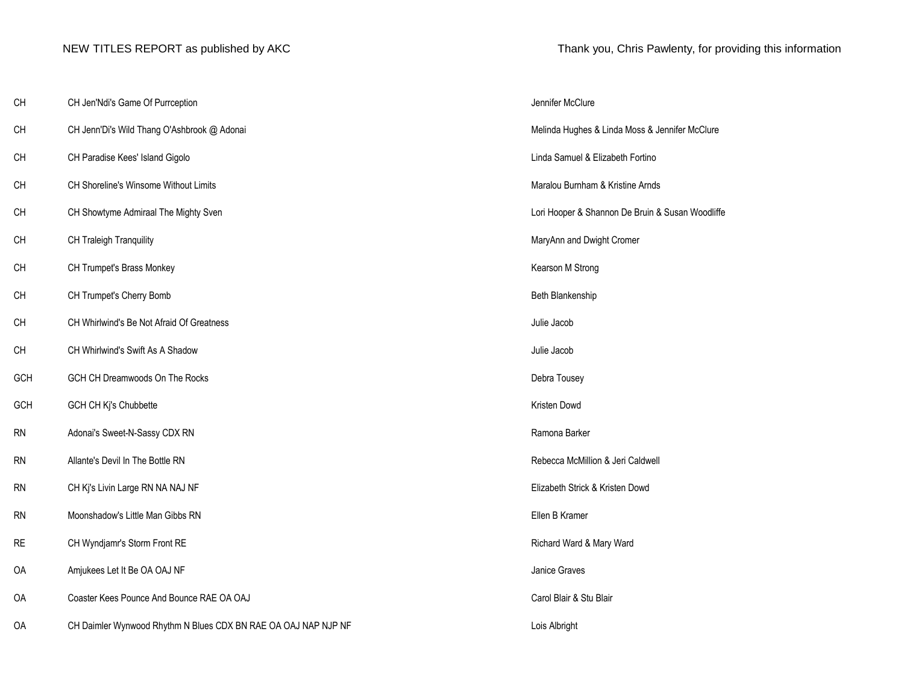NEW TITLES REPORT as published by AKC

Thank you, Chris Pawlenty, for providing this information

| | | |
|---|---|---|
| CH | CH Jen'Ndi's Game Of Purrception | Jennifer McClure |
| CH | CH Jenn'Di's Wild Thang O'Ashbrook @ Adonai | Melinda Hughes & Linda Moss & Jennifer McClure |
| CH | CH Paradise Kees' Island Gigolo | Linda Samuel & Elizabeth Fortino |
| CH | CH Shoreline's Winsome Without Limits | Maralou Burnham & Kristine Arnds |
| CH | CH Showtyme Admiraal The Mighty Sven | Lori Hooper & Shannon De Bruin & Susan Woodliffe |
| CH | CH Traleigh Tranquility | MaryAnn and Dwight Cromer |
| CH | CH Trumpet's Brass Monkey | Kearson M Strong |
| CH | CH Trumpet's Cherry Bomb | Beth Blankenship |
| CH | CH Whirlwind's Be Not Afraid Of Greatness | Julie Jacob |
| CH | CH Whirlwind's Swift As A Shadow | Julie Jacob |
| GCH | GCH CH Dreamwoods On The Rocks | Debra Tousey |
| GCH | GCH CH Kj's Chubbette | Kristen Dowd |
| RN | Adonai's Sweet-N-Sassy CDX RN | Ramona Barker |
| RN | Allante's Devil In The Bottle RN | Rebecca McMillion & Jeri Caldwell |
| RN | CH Kj's Livin Large RN NA NAJ NF | Elizabeth Strick & Kristen Dowd |
| RN | Moonshadow's Little Man Gibbs RN | Ellen B Kramer |
| RE | CH Wyndjamr's Storm Front RE | Richard Ward & Mary Ward |
| OA | Amjukees Let It Be OA OAJ NF | Janice Graves |
| OA | Coaster Kees Pounce And Bounce RAE OA OAJ | Carol Blair & Stu Blair |
| OA | CH Daimler Wynwood Rhythm N Blues CDX BN RAE OA OAJ NAP NJP NF | Lois Albright |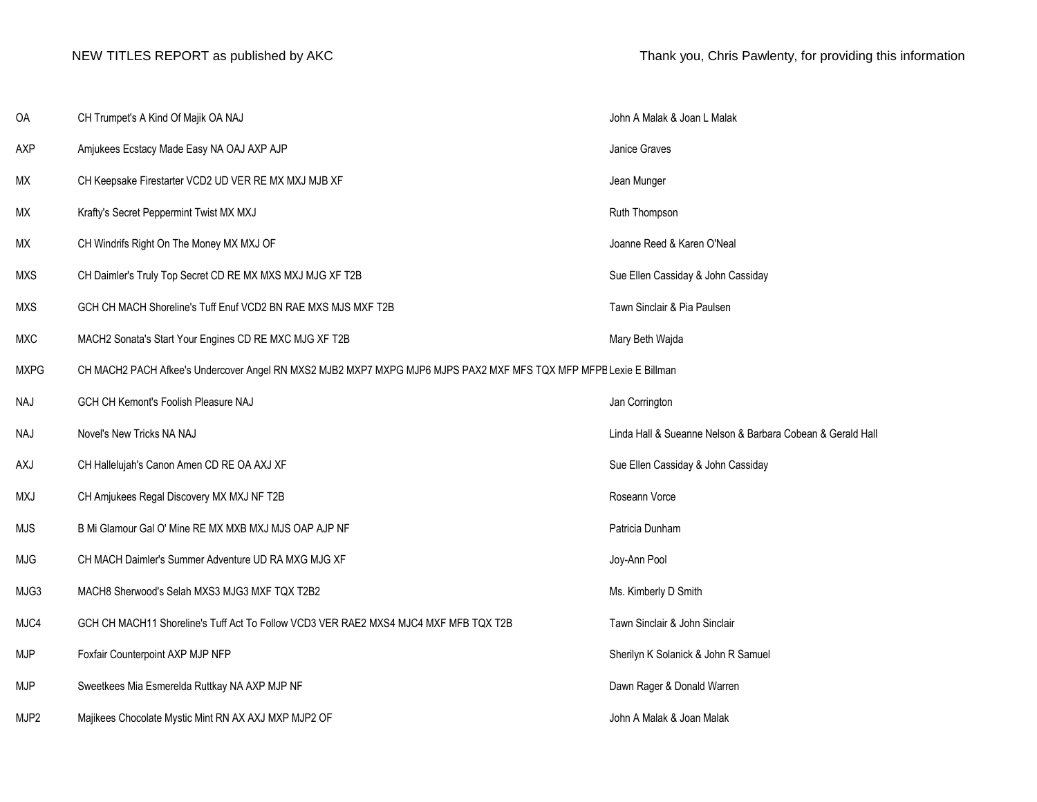NEW TITLES REPORT as published by AKC

Thank you, Chris Pawlenty, for providing this information

| | | |
|---|---|---|
| OA | CH Trumpet's A Kind Of Majik OA NAJ | John A Malak & Joan L Malak |
| AXP | Amjukees Ecstacy Made Easy NA OAJ AXP AJP | Janice Graves |
| MX | CH Keepsake Firestarter VCD2 UD VER RE MX MXJ MJB XF | Jean Munger |
| MX | Krafty's Secret Peppermint Twist MX MXJ | Ruth Thompson |
| MX | CH Windrifs Right On The Money MX MXJ OF | Joanne Reed & Karen O'Neal |
| MXS | CH Daimler's Truly Top Secret CD RE MX MXS MXJ MJG XF T2B | Sue Ellen Cassiday & John Cassiday |
| MXS | GCH CH MACH Shoreline's Tuff Enuf VCD2 BN RAE MXS MJS MXF T2B | Tawn Sinclair & Pia Paulsen |
| MXC | MACH2 Sonata's Start Your Engines CD RE MXC MJG XF T2B | Mary Beth Wajda |
| MXPG | CH MACH2 PACH Afkee's Undercover Angel RN MXS2 MJB2 MXP7 MXPG MJP6 MJPS PAX2 MXF MFS TQX MFP MFPB | Lexie E Billman |
| NAJ | GCH CH Kemont's Foolish Pleasure NAJ | Jan Corrington |
| NAJ | Novel's New Tricks NA NAJ | Linda Hall & Sueanne Nelson & Barbara Cobean & Gerald Hall |
| AXJ | CH Hallelujah's Canon Amen CD RE OA AXJ XF | Sue Ellen Cassiday & John Cassiday |
| MXJ | CH Amjukees Regal Discovery MX MXJ NF T2B | Roseann Vorce |
| MJS | B Mi Glamour Gal O' Mine RE MX MXB MXJ MJS OAP AJP NF | Patricia Dunham |
| MJG | CH MACH Daimler's Summer Adventure UD RA MXG MJG XF | Joy-Ann Pool |
| MJG3 | MACH8 Sherwood's Selah MXS3 MJG3 MXF TQX T2B2 | Ms. Kimberly D Smith |
| MJC4 | GCH CH MACH11 Shoreline's Tuff Act To Follow VCD3 VER RAE2 MXS4 MJC4 MXF MFB TQX T2B | Tawn Sinclair & John Sinclair |
| MJP | Foxfair Counterpoint AXP MJP NFP | Sherilyn K Solanick & John R Samuel |
| MJP | Sweetkees Mia Esmerelda Ruttkay NA AXP MJP NF | Dawn Rager & Donald Warren |
| MJP2 | Majikees Chocolate Mystic Mint RN AX AXJ MXP MJP2 OF | John A Malak & Joan Malak |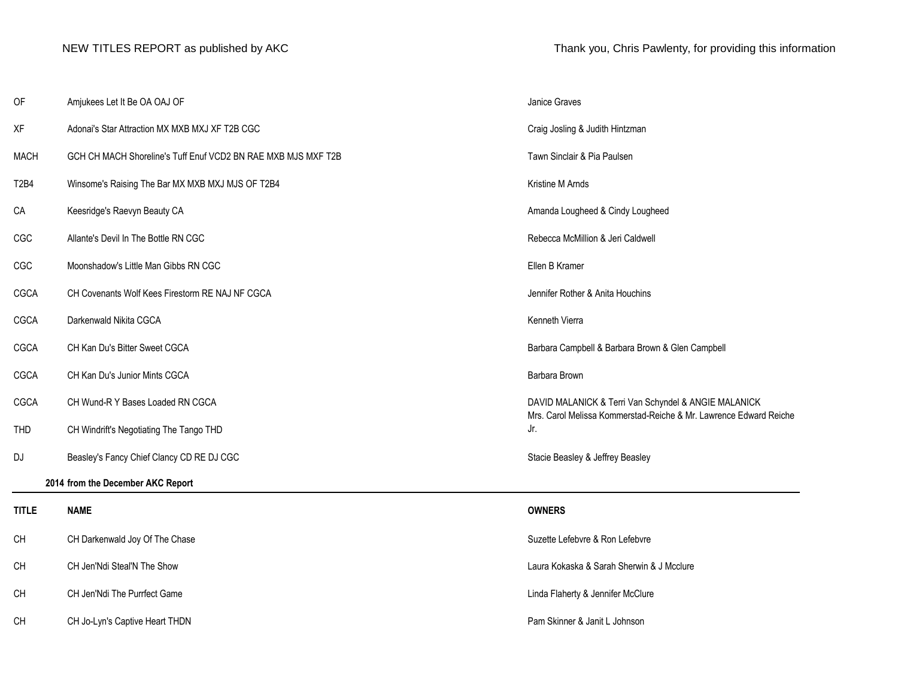| | | |
|---|---|---|
| OF | Amjukees Let It Be OA OAJ OF | Janice Graves |
| XF | Adonai's Star Attraction MX MXB MXJ XF T2B CGC | Craig Josling & Judith Hintzman |
| MACH | GCH CH MACH Shoreline's Tuff Enuf VCD2 BN RAE MXB MJS MXF T2B | Tawn Sinclair & Pia Paulsen |
| T2B4 | Winsome's Raising The Bar MX MXB MXJ MJS OF T2B4 | Kristine M Arnds |
| CA | Keesridge's Raevyn Beauty CA | Amanda Lougheed & Cindy Lougheed |
| CGC | Allante's Devil In The Bottle RN CGC | Rebecca McMillion & Jeri Caldwell |
| CGC | Moonshadow's Little Man Gibbs RN CGC | Ellen B Kramer |
| CGCA | CH Covenants Wolf Kees Firestorm RE NAJ NF CGCA | Jennifer Rother & Anita Houchins |
| CGCA | Darkenwald Nikita CGCA | Kenneth Vierra |
| CGCA | CH Kan Du's Bitter Sweet CGCA | Barbara Campbell & Barbara Brown & Glen Campbell |
| CGCA | CH Kan Du's Junior Mints CGCA | Barbara Brown |
| CGCA | CH Wund-R Y Bases Loaded RN CGCA | DAVID MALANICK & Terri Van Schyndel & ANGIE MALANICK |
| THD | CH Windrift's Negotiating The Tango THD | Mrs. Carol Melissa Kommerstad-Reiche & Mr. Lawrence Edward Reiche Jr. |
| DJ | Beasley's Fancy Chief Clancy CD RE DJ CGC | Stacie Beasley & Jeffrey Beasley |

**2014 from the December AKC Report**

| TITLE | NAME | OWNERS |
|---|---|---|
| CH | CH Darkenwald Joy Of The Chase | Suzette Lefebvre & Ron Lefebvre |
| CH | CH Jen'Ndi Steal'N The Show | Laura Kokaska & Sarah Sherwin & J Mcclure |
| CH | CH Jen'Ndi The Purrfect Game | Linda Flaherty & Jennifer McClure |
| CH | CH Jo-Lyn's Captive Heart THDN | Pam Skinner & Janit L Johnson |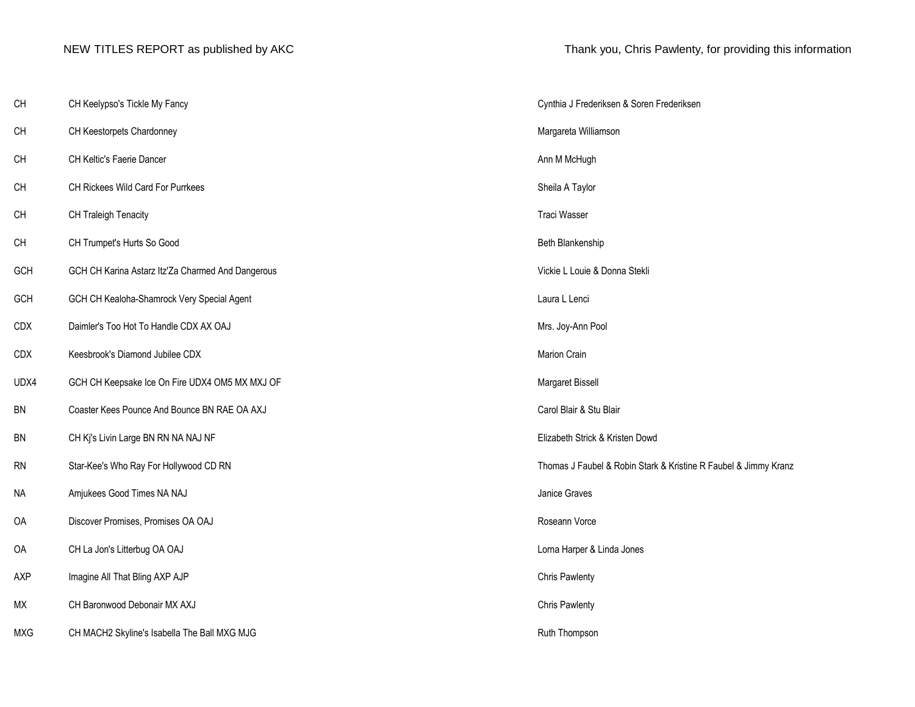NEW TITLES REPORT as published by AKC

Thank you, Chris Pawlenty, for providing this information

| | | |
|---|---|---|
| CH | CH Keelypso's Tickle My Fancy | Cynthia J Frederiksen & Soren Frederiksen |
| CH | CH Keestorpets Chardonney | Margareta Williamson |
| CH | CH Keltic's Faerie Dancer | Ann M McHugh |
| CH | CH Rickees Wild Card For Purrkees | Sheila A Taylor |
| CH | CH Traleigh Tenacity | Traci Wasser |
| CH | CH Trumpet's Hurts So Good | Beth Blankenship |
| GCH | GCH CH Karina Astarz Itz'Za Charmed And Dangerous | Vickie L Louie & Donna Stekli |
| GCH | GCH CH Kealoha-Shamrock Very Special Agent | Laura L Lenci |
| CDX | Daimler's Too Hot To Handle CDX AX OAJ | Mrs. Joy-Ann Pool |
| CDX | Keesbrook's Diamond Jubilee CDX | Marion Crain |
| UDX4 | GCH CH Keepsake Ice On Fire UDX4 OM5 MX MXJ OF | Margaret Bissell |
| BN | Coaster Kees Pounce And Bounce BN RAE OA AXJ | Carol Blair & Stu Blair |
| BN | CH Kj's Livin Large BN RN NA NAJ NF | Elizabeth Strick & Kristen Dowd |
| RN | Star-Kee's Who Ray For Hollywood CD RN | Thomas J Faubel & Robin Stark & Kristine R Faubel & Jimmy Kranz |
| NA | Amjukees Good Times NA NAJ | Janice Graves |
| OA | Discover Promises, Promises OA OAJ | Roseann Vorce |
| OA | CH La Jon's Litterbug OA OAJ | Lorna Harper & Linda Jones |
| AXP | Imagine All That Bling AXP AJP | Chris Pawlenty |
| MX | CH Baronwood Debonair MX AXJ | Chris Pawlenty |
| MXG | CH MACH2 Skyline's Isabella The Ball MXG MJG | Ruth Thompson |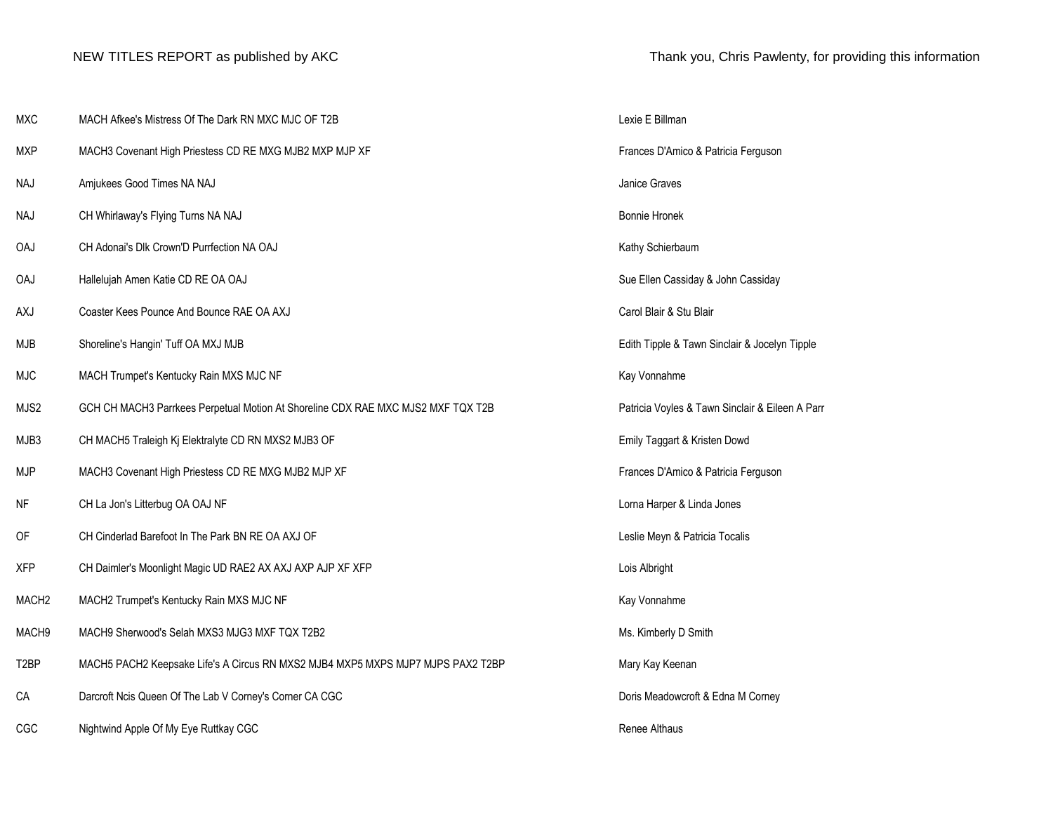NEW TITLES REPORT as published by AKC

Thank you, Chris Pawlenty, for providing this information

| | | |
|---|---|---|
| MXC | MACH Afkee's Mistress Of The Dark RN MXC MJC OF T2B | Lexie E Billman |
| MXP | MACH3 Covenant High Priestess CD RE MXG MJB2 MXP MJP XF | Frances D'Amico & Patricia Ferguson |
| NAJ | Amjukees Good Times NA NAJ | Janice Graves |
| NAJ | CH Whirlaway's Flying Turns NA NAJ | Bonnie Hronek |
| OAJ | CH Adonai's Dlk Crown'D Purrfection NA OAJ | Kathy Schierbaum |
| OAJ | Hallelujah Amen Katie CD RE OA OAJ | Sue Ellen Cassiday & John Cassiday |
| AXJ | Coaster Kees Pounce And Bounce RAE OA AXJ | Carol Blair & Stu Blair |
| MJB | Shoreline's Hangin' Tuff OA MXJ MJB | Edith Tipple & Tawn Sinclair & Jocelyn Tipple |
| MJC | MACH Trumpet's Kentucky Rain MXS MJC NF | Kay Vonnahme |
| MJS2 | GCH CH MACH3 Parrkees Perpetual Motion At Shoreline CDX RAE MXC MJS2 MXF TQX T2B | Patricia Voyles & Tawn Sinclair & Eileen A Parr |
| MJB3 | CH MACH5 Traleigh Kj Elektralyte CD RN MXS2 MJB3 OF | Emily Taggart & Kristen Dowd |
| MJP | MACH3 Covenant High Priestess CD RE MXG MJB2 MJP XF | Frances D'Amico & Patricia Ferguson |
| NF | CH La Jon's Litterbug OA OAJ NF | Lorna Harper & Linda Jones |
| OF | CH Cinderlad Barefoot In The Park BN RE OA AXJ OF | Leslie Meyn & Patricia Tocalis |
| XFP | CH Daimler's Moonlight Magic UD RAE2 AX AXJ AXP AJP XF XFP | Lois Albright |
| MACH2 | MACH2 Trumpet's Kentucky Rain MXS MJC NF | Kay Vonnahme |
| MACH9 | MACH9 Sherwood's Selah MXS3 MJG3 MXF TQX T2B2 | Ms. Kimberly D Smith |
| T2BP | MACH5 PACH2 Keepsake Life's A Circus RN MXS2 MJB4 MXP5 MXPS MJP7 MJPS PAX2 T2BP | Mary Kay Keenan |
| CA | Darcroft Ncis Queen Of The Lab V Corney's Corner CA CGC | Doris Meadowcroft & Edna M Corney |
| CGC | Nightwind Apple Of My Eye Ruttkay CGC | Renee Althaus |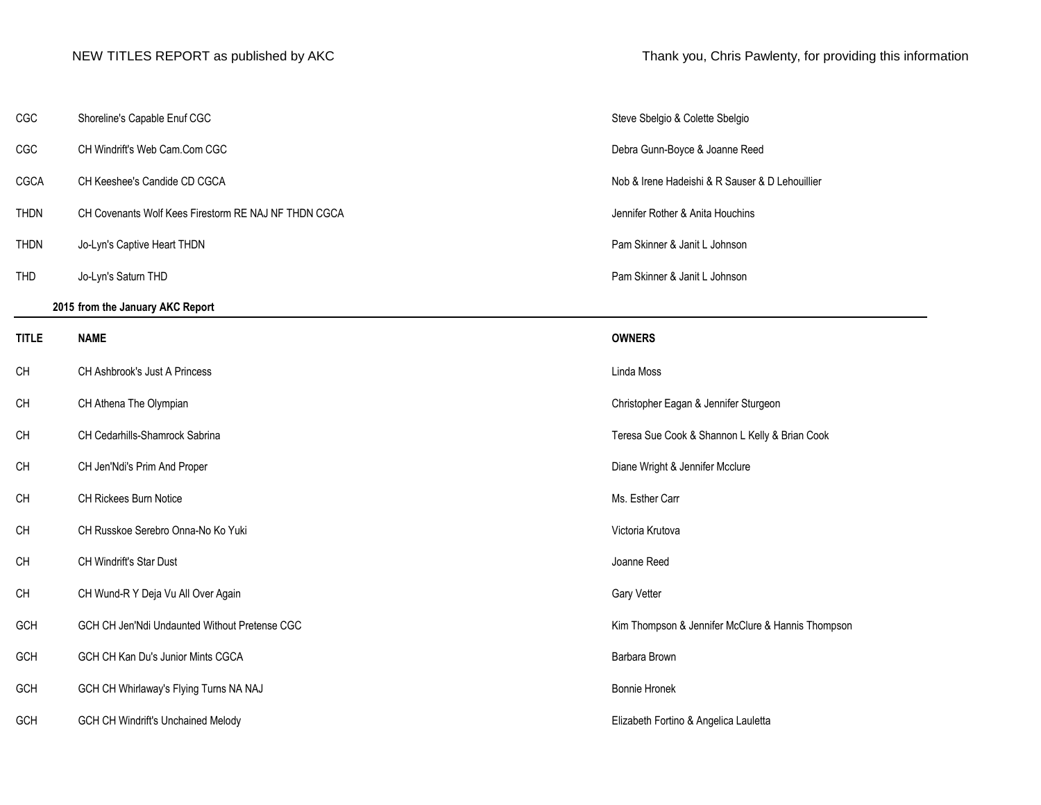NEW TITLES REPORT as published by AKC

Thank you, Chris Pawlenty, for providing this information

| | | |
|---|---|---|
| CGC | Shoreline's Capable Enuf CGC | Steve Sbelgio & Colette Sbelgio |
| CGC | CH Windrift's Web Cam.Com CGC | Debra Gunn-Boyce & Joanne Reed |
| CGCA | CH Keeshee's Candide CD CGCA | Nob & Irene Hadeishi & R Sauser & D Lehouillier |
| THDN | CH Covenants Wolf Kees Firestorm RE NAJ NF THDN CGCA | Jennifer Rother & Anita Houchins |
| THDN | Jo-Lyn's Captive Heart THDN | Pam Skinner & Janit L Johnson |
| THD | Jo-Lyn's Saturn THD | Pam Skinner & Janit L Johnson |

**2015 from the January AKC Report**

| TITLE | NAME | OWNERS |
|---|---|---|
| CH | CH Ashbrook's Just A Princess | Linda Moss |
| CH | CH Athena The Olympian | Christopher Eagan & Jennifer Sturgeon |
| CH | CH Cedarhills-Shamrock Sabrina | Teresa Sue Cook & Shannon L Kelly & Brian Cook |
| CH | CH Jen'Ndi's Prim And Proper | Diane Wright & Jennifer Mcclure |
| CH | CH Rickees Burn Notice | Ms. Esther Carr |
| CH | CH Russkoe Serebro Onna-No Ko Yuki | Victoria Krutova |
| CH | CH Windrift's Star Dust | Joanne Reed |
| CH | CH Wund-R Y Deja Vu All Over Again | Gary Vetter |
| GCH | GCH CH Jen'Ndi Undaunted Without Pretense CGC | Kim Thompson & Jennifer McClure & Hannis Thompson |
| GCH | GCH CH Kan Du's Junior Mints CGCA | Barbara Brown |
| GCH | GCH CH Whirlaway's Flying Turns NA NAJ | Bonnie Hronek |
| GCH | GCH CH Windrift's Unchained Melody | Elizabeth Fortino & Angelica Lauletta |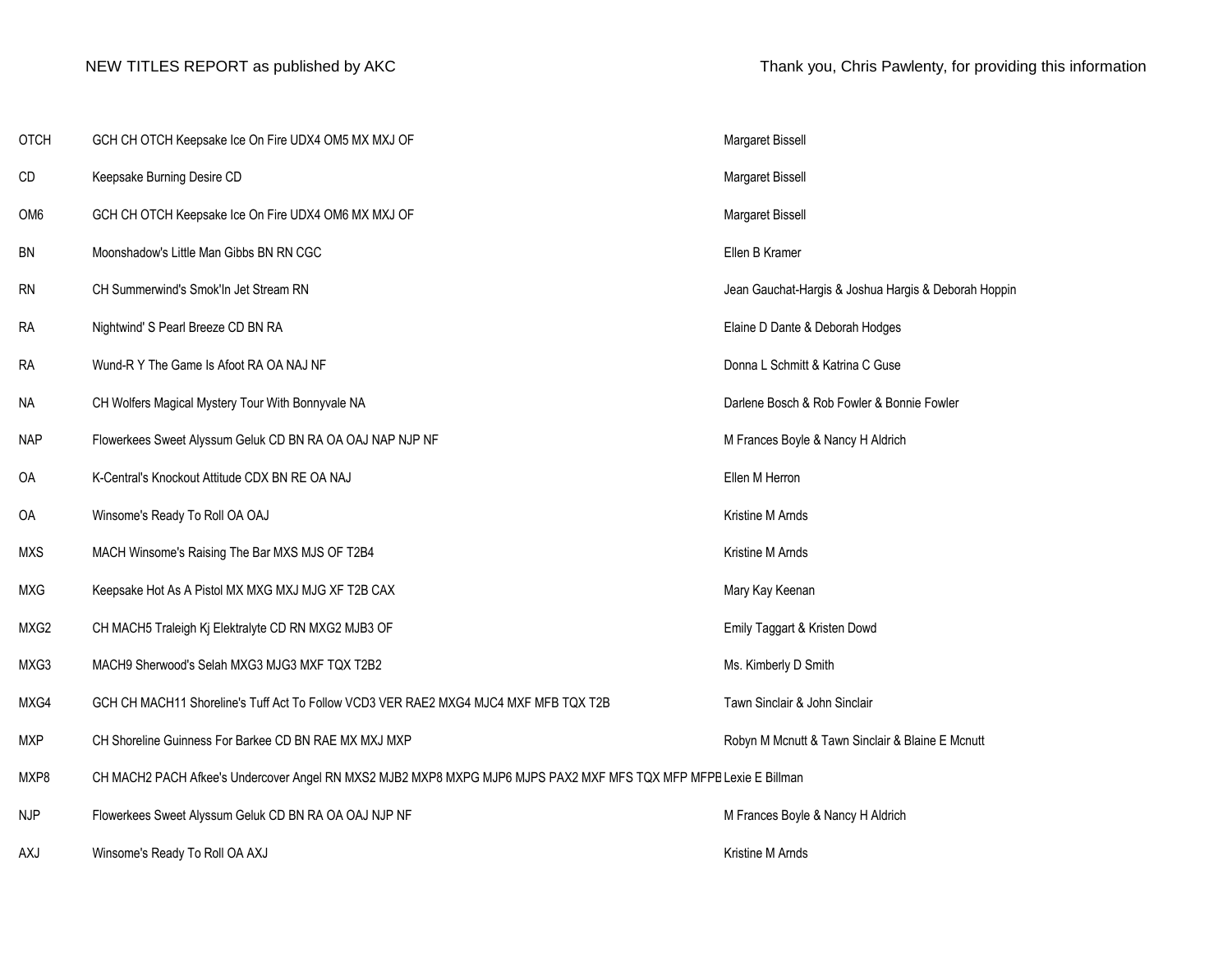NEW TITLES REPORT as published by AKC

Thank you, Chris Pawlenty, for providing this information

| | | |
|---|---|---|
| OTCH | GCH CH OTCH Keepsake Ice On Fire UDX4 OM5 MX MXJ OF | Margaret Bissell |
| CD | Keepsake Burning Desire CD | Margaret Bissell |
| OM6 | GCH CH OTCH Keepsake Ice On Fire UDX4 OM6 MX MXJ OF | Margaret Bissell |
| BN | Moonshadow's Little Man Gibbs BN RN CGC | Ellen B Kramer |
| RN | CH Summerwind's Smok'In Jet Stream RN | Jean Gauchat-Hargis & Joshua Hargis & Deborah Hoppin |
| RA | Nightwind' S Pearl Breeze CD BN RA | Elaine D Dante & Deborah Hodges |
| RA | Wund-R Y The Game Is Afoot RA OA NAJ NF | Donna L Schmitt & Katrina C Guse |
| NA | CH Wolfers Magical Mystery Tour With Bonnyvale NA | Darlene Bosch & Rob Fowler & Bonnie Fowler |
| NAP | Flowerkees Sweet Alyssum Geluk CD BN RA OA OAJ NAP NJP NF | M Frances Boyle & Nancy H Aldrich |
| OA | K-Central's Knockout Attitude CDX BN RE OA NAJ | Ellen M Herron |
| OA | Winsome's Ready To Roll OA OAJ | Kristine M Arnds |
| MXS | MACH Winsome's Raising The Bar MXS MJS OF T2B4 | Kristine M Arnds |
| MXG | Keepsake Hot As A Pistol MX MXG MXJ MJG XF T2B CAX | Mary Kay Keenan |
| MXG2 | CH MACH5 Traleigh Kj Elektralyte CD RN MXG2 MJB3 OF | Emily Taggart & Kristen Dowd |
| MXG3 | MACH9 Sherwood's Selah MXG3 MJG3 MXF TQX T2B2 | Ms. Kimberly D Smith |
| MXG4 | GCH CH MACH11 Shoreline's Tuff Act To Follow VCD3 VER RAE2 MXG4 MJC4 MXF MFB TQX T2B | Tawn Sinclair & John Sinclair |
| MXP | CH Shoreline Guinness For Barkee CD BN RAE MX MXJ MXP | Robyn M Mcnutt & Tawn Sinclair & Blaine E Mcnutt |
| MXP8 | CH MACH2 PACH Afkee's Undercover Angel RN MXS2 MJB2 MXP8 MXPG MJP6 MJPS PAX2 MXF MFS TQX MFP MFPB | Lexie E Billman |
| NJP | Flowerkees Sweet Alyssum Geluk CD BN RA OA OAJ NJP NF | M Frances Boyle & Nancy H Aldrich |
| AXJ | Winsome's Ready To Roll OA AXJ | Kristine M Arnds |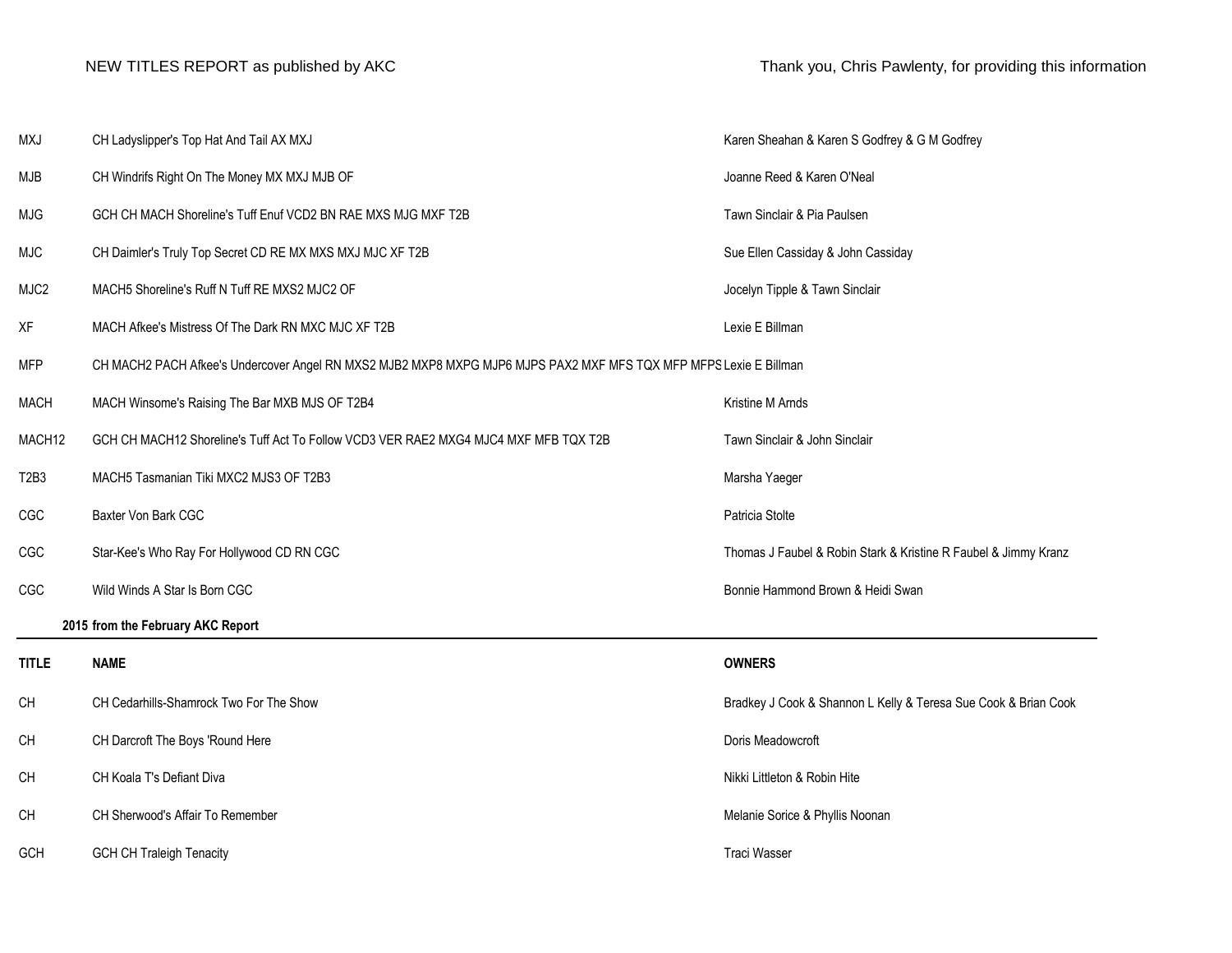NEW TITLES REPORT as published by AKC

Thank you, Chris Pawlenty, for providing this information

| | | |
|---|---|---|
| MXJ | CH Ladyslipper's Top Hat And Tail AX MXJ | Karen Sheahan & Karen S Godfrey & G M Godfrey |
| MJB | CH Windrifs Right On The Money MX MXJ MJB OF | Joanne Reed & Karen O'Neal |
| MJG | GCH CH MACH Shoreline's Tuff Enuf VCD2 BN RAE MXS MJG MXF T2B | Tawn Sinclair & Pia Paulsen |
| MJC | CH Daimler's Truly Top Secret CD RE MX MXS MXJ MJC XF T2B | Sue Ellen Cassiday & John Cassiday |
| MJC2 | MACH5 Shoreline's Ruff N Tuff RE MXS2 MJC2 OF | Jocelyn Tipple & Tawn Sinclair |
| XF | MACH Afkee's Mistress Of The Dark RN MXC MJC XF T2B | Lexie E Billman |
| MFP | CH MACH2 PACH Afkee's Undercover Angel RN MXS2 MJB2 MXP8 MXPG MJP6 MJPS PAX2 MXF MFS TQX MFP MFPS | Lexie E Billman |
| MACH | MACH Winsome's Raising The Bar MXB MJS OF T2B4 | Kristine M Arnds |
| MACH12 | GCH CH MACH12 Shoreline's Tuff Act To Follow VCD3 VER RAE2 MXG4 MJC4 MXF MFB TQX T2B | Tawn Sinclair & John Sinclair |
| T2B3 | MACH5 Tasmanian Tiki MXC2 MJS3 OF T2B3 | Marsha Yaeger |
| CGC | Baxter Von Bark CGC | Patricia Stolte |
| CGC | Star-Kee's Who Ray For Hollywood CD RN CGC | Thomas J Faubel & Robin Stark & Kristine R Faubel & Jimmy Kranz |
| CGC | Wild Winds A Star Is Born CGC | Bonnie Hammond Brown & Heidi Swan |

**2015 from the February AKC Report**

| TITLE | NAME | OWNERS |
|---|---|---|
| CH | CH Cedarhills-Shamrock Two For The Show | Bradkey J Cook & Shannon L Kelly & Teresa Sue Cook & Brian Cook |
| CH | CH Darcroft The Boys 'Round Here | Doris Meadowcroft |
| CH | CH Koala T's Defiant Diva | Nikki Littleton & Robin Hite |
| CH | CH Sherwood's Affair To Remember | Melanie Sorice & Phyllis Noonan |
| GCH | GCH CH Traleigh Tenacity | Traci Wasser |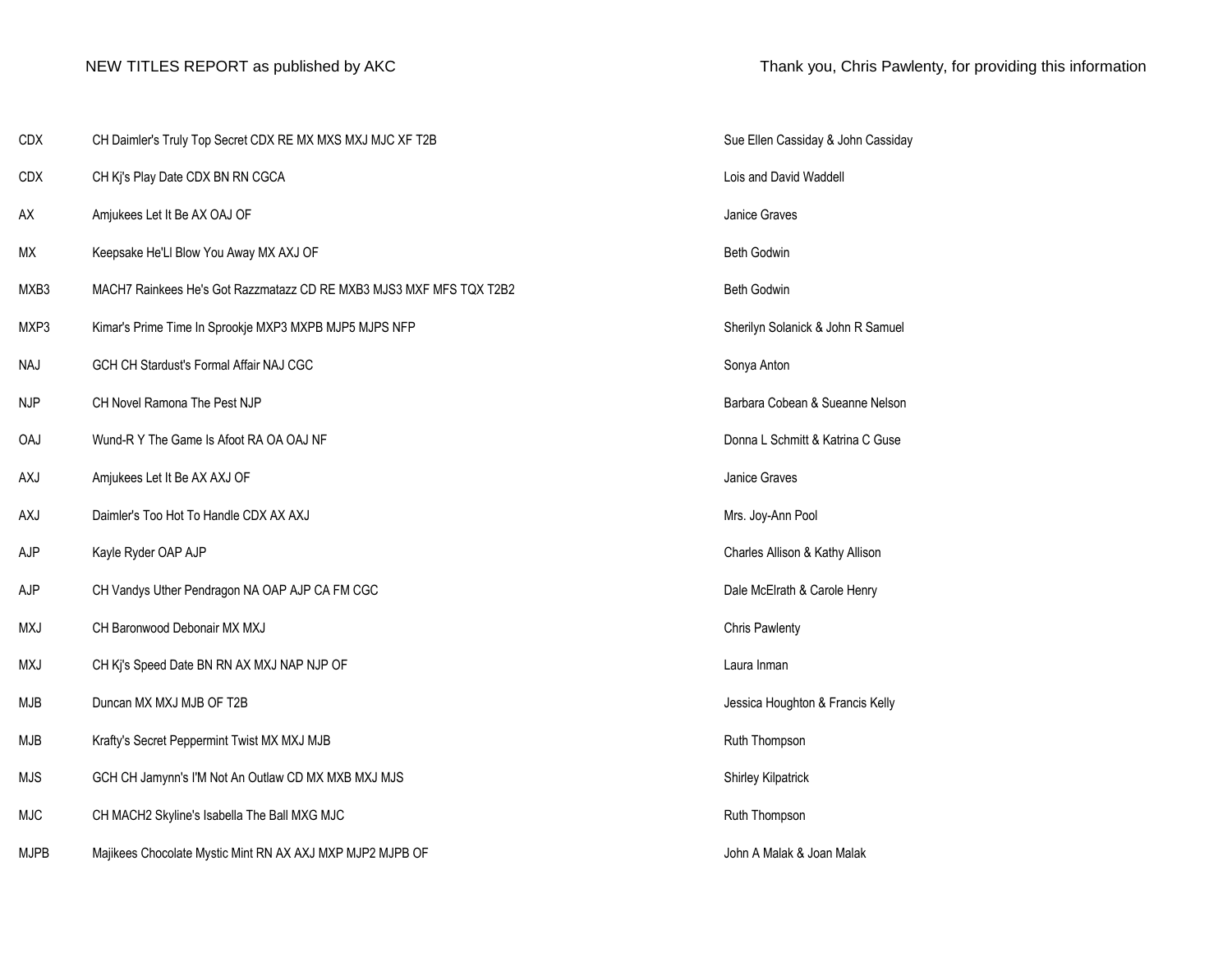NEW TITLES REPORT as published by AKC

Thank you, Chris Pawlenty, for providing this information

| | | |
|---|---|---|
| CDX | CH Daimler's Truly Top Secret CDX RE MX MXS MXJ MJC XF T2B | Sue Ellen Cassiday & John Cassiday |
| CDX | CH Kj's Play Date CDX BN RN CGCA | Lois and David Waddell |
| AX | Amjukees Let It Be AX OAJ OF | Janice Graves |
| MX | Keepsake He'Ll Blow You Away MX AXJ OF | Beth Godwin |
| MXB3 | MACH7 Rainkees He's Got Razzmatazz CD RE MXB3 MJS3 MXF MFS TQX T2B2 | Beth Godwin |
| MXP3 | Kimar's Prime Time In Sprookje MXP3 MXPB MJP5 MJPS NFP | Sherilyn Solanick & John R Samuel |
| NAJ | GCH CH Stardust's Formal Affair NAJ CGC | Sonya Anton |
| NJP | CH Novel Ramona The Pest NJP | Barbara Cobean & Sueanne Nelson |
| OAJ | Wund-R Y The Game Is Afoot RA OA OAJ NF | Donna L Schmitt & Katrina C Guse |
| AXJ | Amjukees Let It Be AX AXJ OF | Janice Graves |
| AXJ | Daimler's Too Hot To Handle CDX AX AXJ | Mrs. Joy-Ann Pool |
| AJP | Kayle Ryder OAP AJP | Charles Allison & Kathy Allison |
| AJP | CH Vandys Uther Pendragon NA OAP AJP CA FM CGC | Dale McElrath & Carole Henry |
| MXJ | CH Baronwood Debonair MX MXJ | Chris Pawlenty |
| MXJ | CH Kj's Speed Date BN RN AX MXJ NAP NJP OF | Laura Inman |
| MJB | Duncan MX MXJ MJB OF T2B | Jessica Houghton & Francis Kelly |
| MJB | Krafty's Secret Peppermint Twist MX MXJ MJB | Ruth Thompson |
| MJS | GCH CH Jamynn's I'M Not An Outlaw CD MX MXB MXJ MJS | Shirley Kilpatrick |
| MJC | CH MACH2 Skyline's Isabella The Ball MXG MJC | Ruth Thompson |
| MJPB | Majikees Chocolate Mystic Mint RN AX AXJ MXP MJP2 MJPB OF | John A Malak & Joan Malak |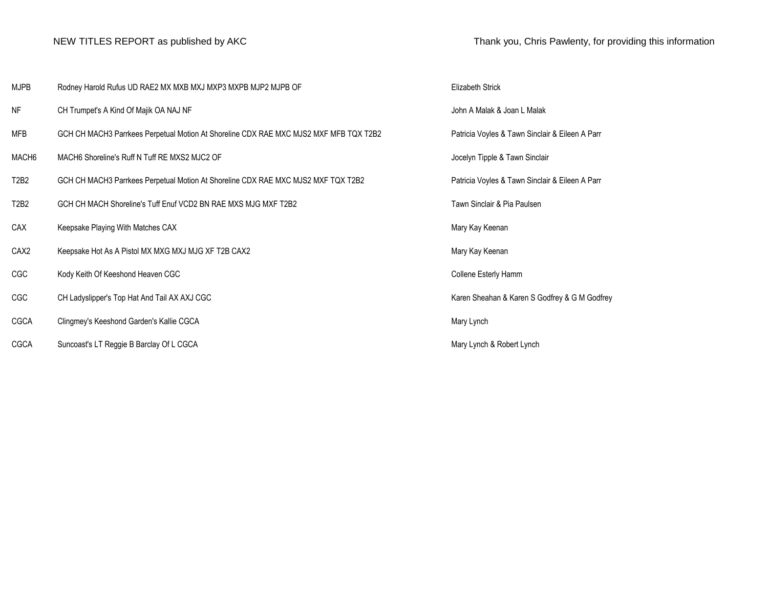NEW TITLES REPORT as published by AKC

Thank you, Chris Pawlenty, for providing this information

| | | |
|---|---|---|
| MJPB | Rodney Harold Rufus UD RAE2 MX MXB MXJ MXP3 MXPB MJP2 MJPB OF | Elizabeth Strick |
| NF | CH Trumpet's A Kind Of Majik OA NAJ NF | John A Malak & Joan L Malak |
| MFB | GCH CH MACH3 Parrkees Perpetual Motion At Shoreline CDX RAE MXC MJS2 MXF MFB TQX T2B2 | Patricia Voyles & Tawn Sinclair & Eileen A Parr |
| MACH6 | MACH6 Shoreline's Ruff N Tuff RE MXS2 MJC2 OF | Jocelyn Tipple & Tawn Sinclair |
| T2B2 | GCH CH MACH3 Parrkees Perpetual Motion At Shoreline CDX RAE MXC MJS2 MXF TQX T2B2 | Patricia Voyles & Tawn Sinclair & Eileen A Parr |
| T2B2 | GCH CH MACH Shoreline's Tuff Enuf VCD2 BN RAE MXS MJG MXF T2B2 | Tawn Sinclair & Pia Paulsen |
| CAX | Keepsake Playing With Matches CAX | Mary Kay Keenan |
| CAX2 | Keepsake Hot As A Pistol MX MXG MXJ MJG XF T2B CAX2 | Mary Kay Keenan |
| CGC | Kody Keith Of Keeshond Heaven CGC | Collene Esterly Hamm |
| CGC | CH Ladyslipper's Top Hat And Tail AX AXJ CGC | Karen Sheahan & Karen S Godfrey & G M Godfrey |
| CGCA | Clingmey's Keeshond Garden's Kallie CGCA | Mary Lynch |
| CGCA | Suncoast's LT Reggie B Barclay Of L CGCA | Mary Lynch & Robert Lynch |